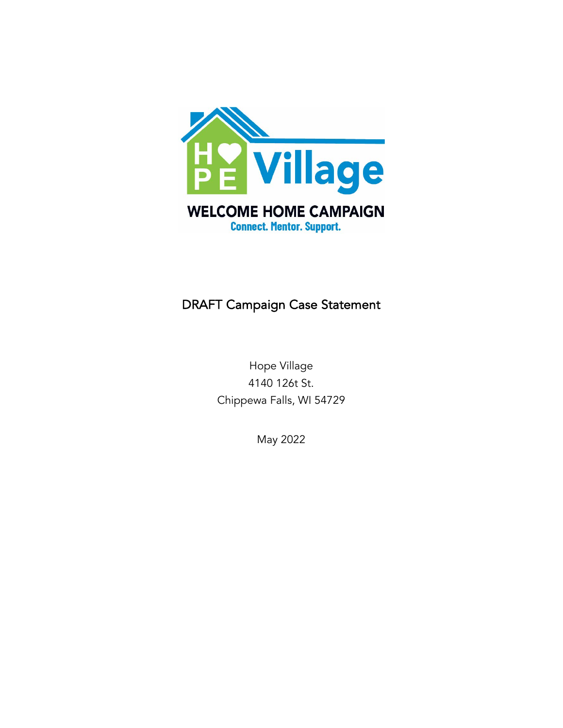# Hope Village

## WELCOME HOME CAMPAIGN

**Connect. Mentor. Support.**

DRAFT Campaign Case Statement

Hope Village
4140 126t St.
Chippewa Falls, WI 54729

May 2022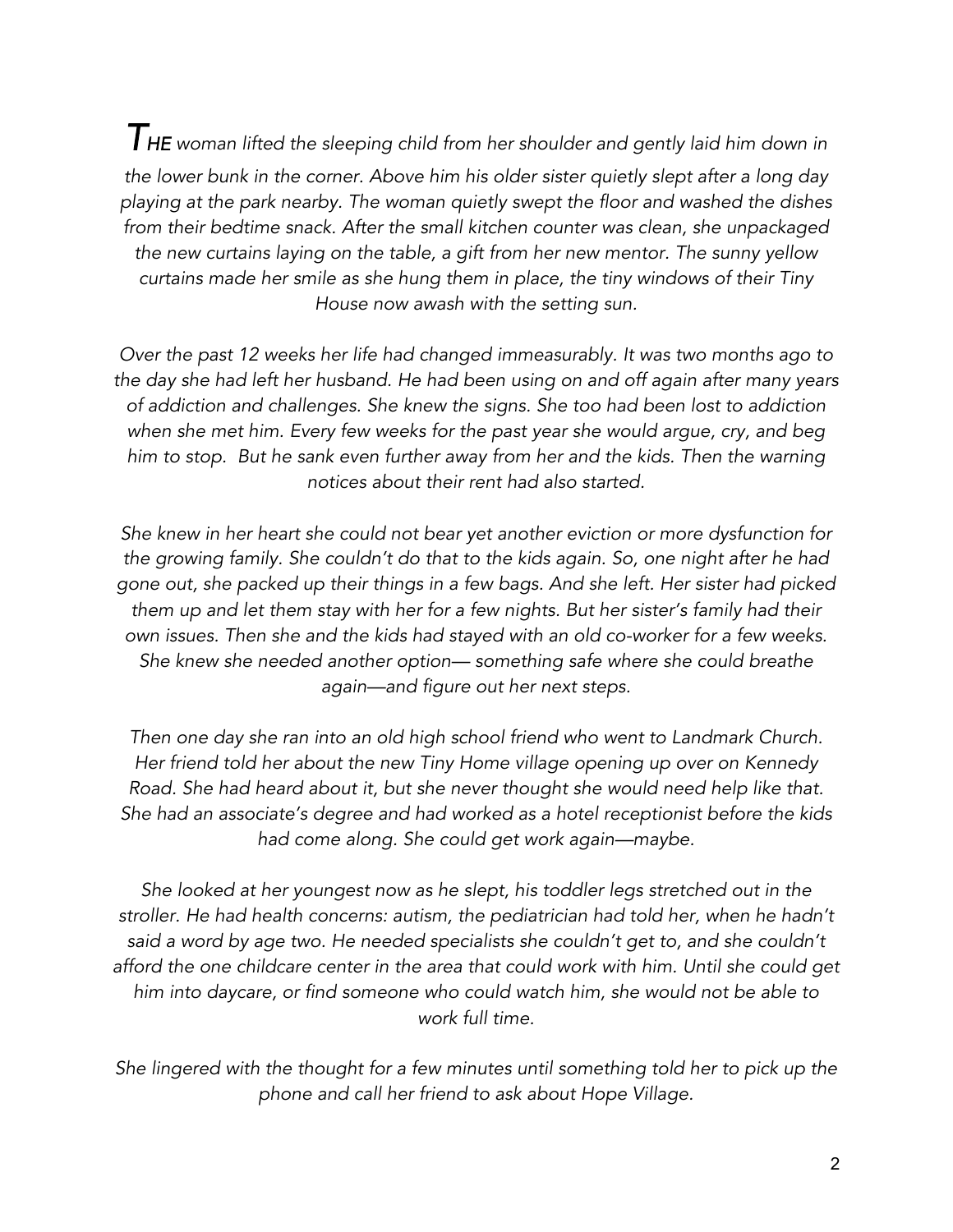*THE woman lifted the sleeping child from her shoulder and gently laid him down in the lower bunk in the corner. Above him his older sister quietly slept after a long day playing at the park nearby. The woman quietly swept the floor and washed the dishes from their bedtime snack. After the small kitchen counter was clean, she unpackaged the new curtains laying on the table, a gift from her new mentor. The sunny yellow curtains made her smile as she hung them in place, the tiny windows of their Tiny House now awash with the setting sun.*

*Over the past 12 weeks her life had changed immeasurably. It was two months ago to the day she had left her husband. He had been using on and off again after many years of addiction and challenges. She knew the signs. She too had been lost to addiction when she met him. Every few weeks for the past year she would argue, cry, and beg him to stop. But he sank even further away from her and the kids. Then the warning notices about their rent had also started.*

*She knew in her heart she could not bear yet another eviction or more dysfunction for the growing family. She couldn't do that to the kids again. So, one night after he had gone out, she packed up their things in a few bags. And she left. Her sister had picked them up and let them stay with her for a few nights. But her sister's family had their own issues. Then she and the kids had stayed with an old co-worker for a few weeks. She knew she needed another option— something safe where she could breathe again—and figure out her next steps.*

*Then one day she ran into an old high school friend who went to Landmark Church. Her friend told her about the new Tiny Home village opening up over on Kennedy Road. She had heard about it, but she never thought she would need help like that. She had an associate's degree and had worked as a hotel receptionist before the kids had come along. She could get work again—maybe.*

*She looked at her youngest now as he slept, his toddler legs stretched out in the stroller. He had health concerns: autism, the pediatrician had told her, when he hadn't said a word by age two. He needed specialists she couldn't get to, and she couldn't afford the one childcare center in the area that could work with him. Until she could get him into daycare, or find someone who could watch him, she would not be able to work full time.*

*She lingered with the thought for a few minutes until something told her to pick up the phone and call her friend to ask about Hope Village.*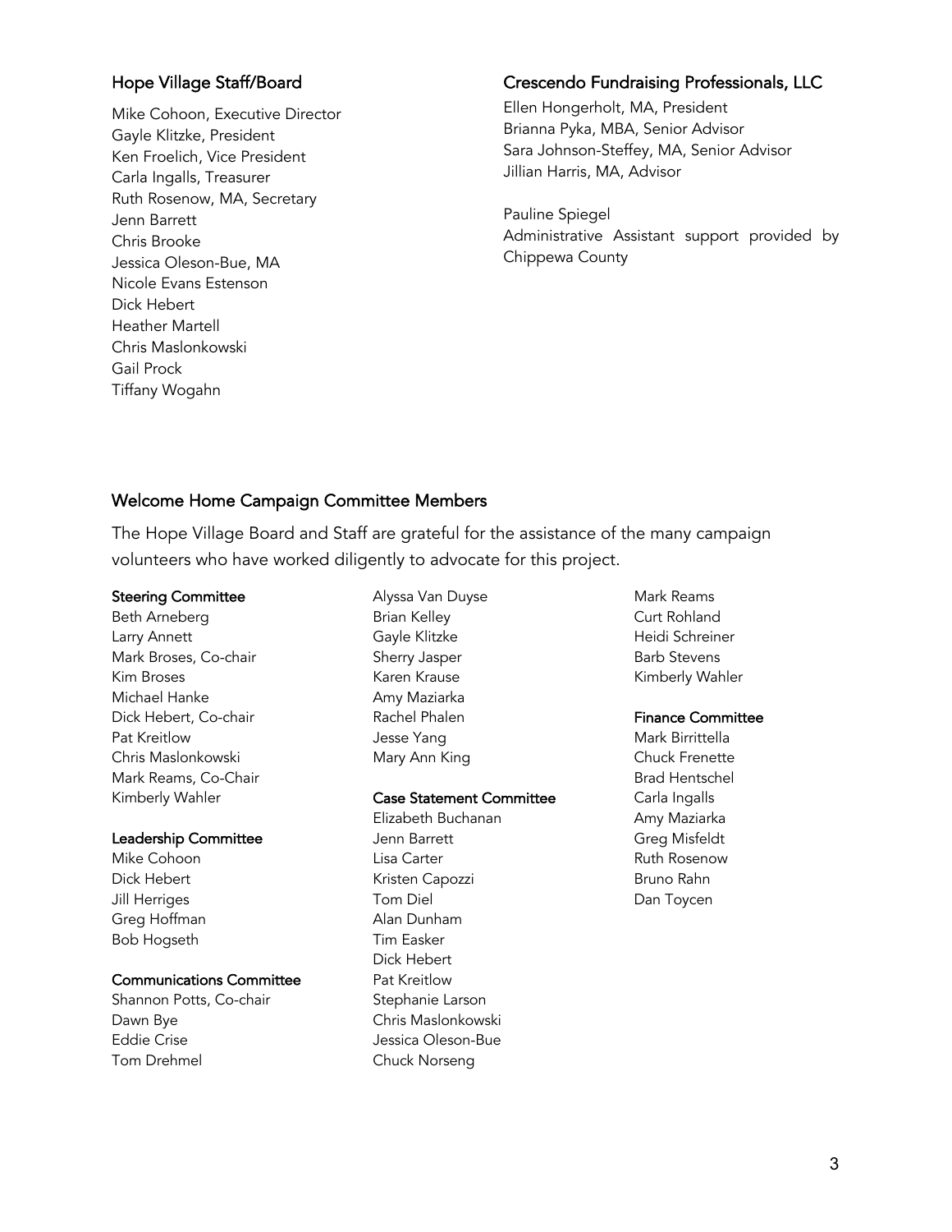## Hope Village Staff/Board

Mike Cohoon, Executive Director
Gayle Klitzke, President
Ken Froelich, Vice President
Carla Ingalls, Treasurer
Ruth Rosenow, MA, Secretary
Jenn Barrett
Chris Brooke
Jessica Oleson-Bue, MA
Nicole Evans Estenson
Dick Hebert
Heather Martell
Chris Maslonkowski
Gail Prock
Tiffany Wogahn

## Crescendo Fundraising Professionals, LLC

Ellen Hongerholt, MA, President
Brianna Pyka, MBA, Senior Advisor
Sara Johnson-Steffey, MA, Senior Advisor
Jillian Harris, MA, Advisor

Pauline Spiegel
Administrative Assistant support provided by Chippewa County

## Welcome Home Campaign Committee Members

The Hope Village Board and Staff are grateful for the assistance of the many campaign volunteers who have worked diligently to advocate for this project.

### Steering Committee

Beth Arneberg
Larry Annett
Mark Broses, Co-chair
Kim Broses
Michael Hanke
Dick Hebert, Co-chair
Pat Kreitlow
Chris Maslonkowski
Mark Reams, Co-Chair
Kimberly Wahler

### Leadership Committee

Mike Cohoon
Dick Hebert
Jill Herriges
Greg Hoffman
Bob Hogseth

### Communications Committee

Shannon Potts, Co-chair
Dawn Bye
Eddie Crise
Tom Drehmel
Alyssa Van Duyse
Brian Kelley
Gayle Klitzke
Sherry Jasper
Karen Krause
Amy Maziarka
Rachel Phalen
Jesse Yang
Mary Ann King

### Case Statement Committee

Elizabeth Buchanan
Jenn Barrett
Lisa Carter
Kristen Capozzi
Tom Diel
Alan Dunham
Tim Easker
Dick Hebert
Pat Kreitlow
Stephanie Larson
Chris Maslonkowski
Jessica Oleson-Bue
Chuck Norseng
Mark Reams
Curt Rohland
Heidi Schreiner
Barb Stevens
Kimberly Wahler

### Finance Committee

Mark Birrittella
Chuck Frenette
Brad Hentschel
Carla Ingalls
Amy Maziarka
Greg Misfeldt
Ruth Rosenow
Bruno Rahn
Dan Toycen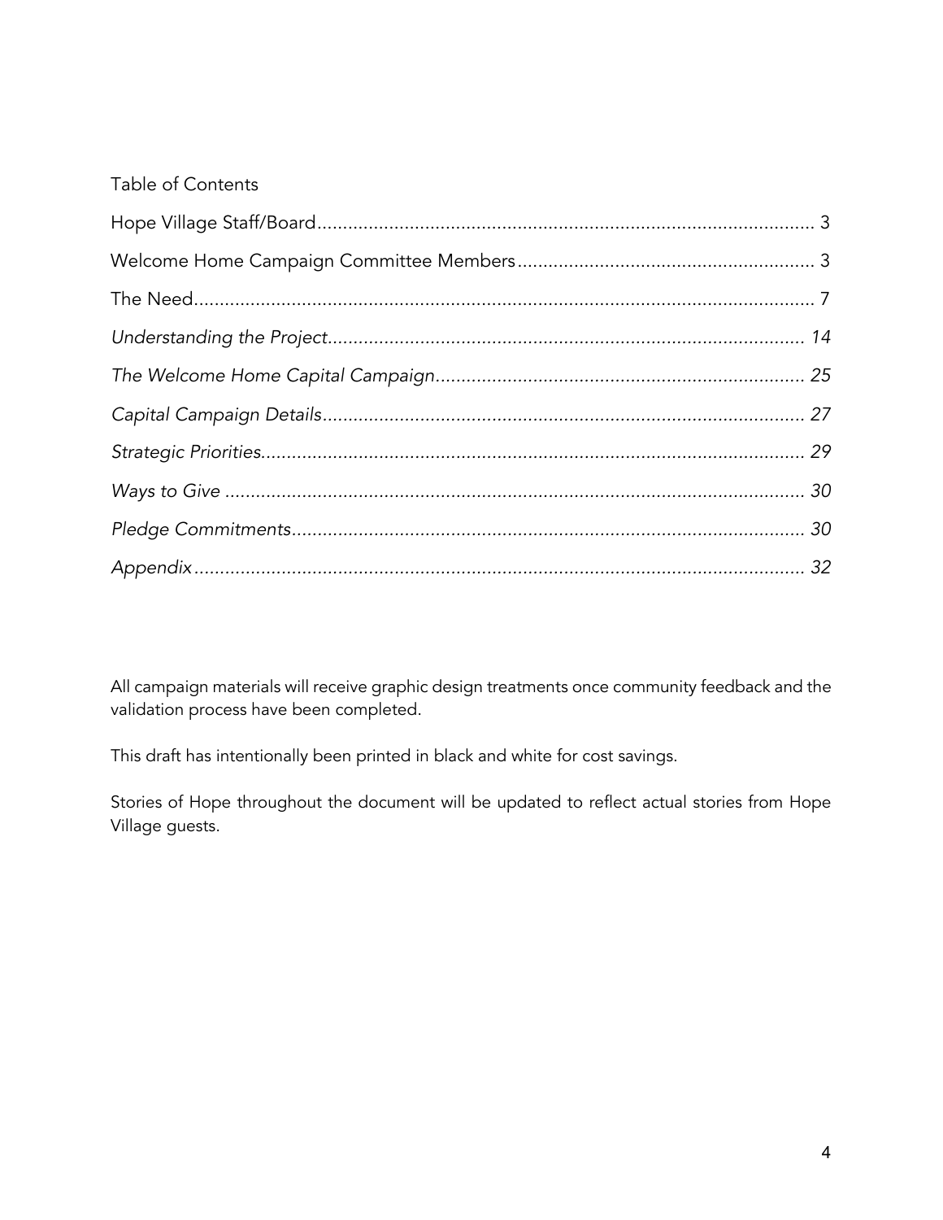Table of Contents

Hope Village Staff/Board........................................................................................ 3

Welcome Home Campaign Committee Members.......................................................... 3

The Need............................................................................................................ 7

*Understanding the Project*............................................................................... 14

*The Welcome Home Capital Campaign*.............................................................. 25

*Capital Campaign Details*................................................................................. 27

*Strategic Priorities*.......................................................................................... 29

*Ways to Give* ................................................................................................. 30

*Pledge Commitments*....................................................................................... 30

*Appendix*....................................................................................................... 32

All campaign materials will receive graphic design treatments once community feedback and the validation process have been completed.

This draft has intentionally been printed in black and white for cost savings.

Stories of Hope throughout the document will be updated to reflect actual stories from Hope Village guests.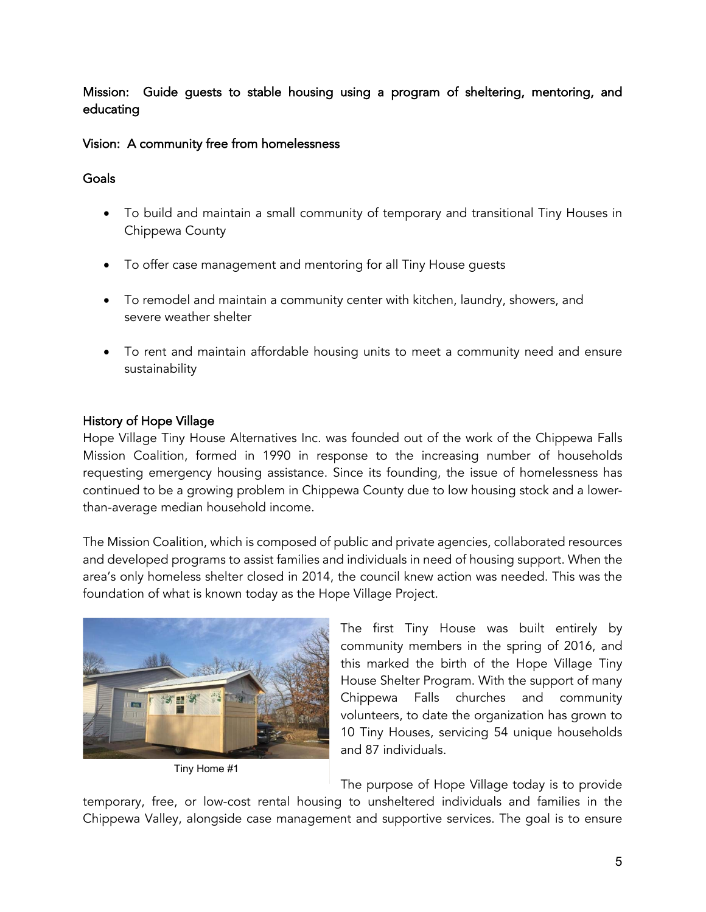**Mission:** Guide guests to stable housing using a program of sheltering, mentoring, and educating

**Vision:** A community free from homelessness

**Goals**

- To build and maintain a small community of temporary and transitional Tiny Houses in Chippewa County
- To offer case management and mentoring for all Tiny House guests
- To remodel and maintain a community center with kitchen, laundry, showers, and severe weather shelter
- To rent and maintain affordable housing units to meet a community need and ensure sustainability

## History of Hope Village

Hope Village Tiny House Alternatives Inc. was founded out of the work of the Chippewa Falls Mission Coalition, formed in 1990 in response to the increasing number of households requesting emergency housing assistance. Since its founding, the issue of homelessness has continued to be a growing problem in Chippewa County due to low housing stock and a lower-than-average median household income.

The Mission Coalition, which is composed of public and private agencies, collaborated resources and developed programs to assist families and individuals in need of housing support. When the area's only homeless shelter closed in 2014, the council knew action was needed. This was the foundation of what is known today as the Hope Village Project.

Tiny Home #1

The first Tiny House was built entirely by community members in the spring of 2016, and this marked the birth of the Hope Village Tiny House Shelter Program. With the support of many Chippewa Falls churches and community volunteers, to date the organization has grown to 10 Tiny Houses, servicing 54 unique households and 87 individuals.

The purpose of Hope Village today is to provide temporary, free, or low-cost rental housing to unsheltered individuals and families in the Chippewa Valley, alongside case management and supportive services. The goal is to ensure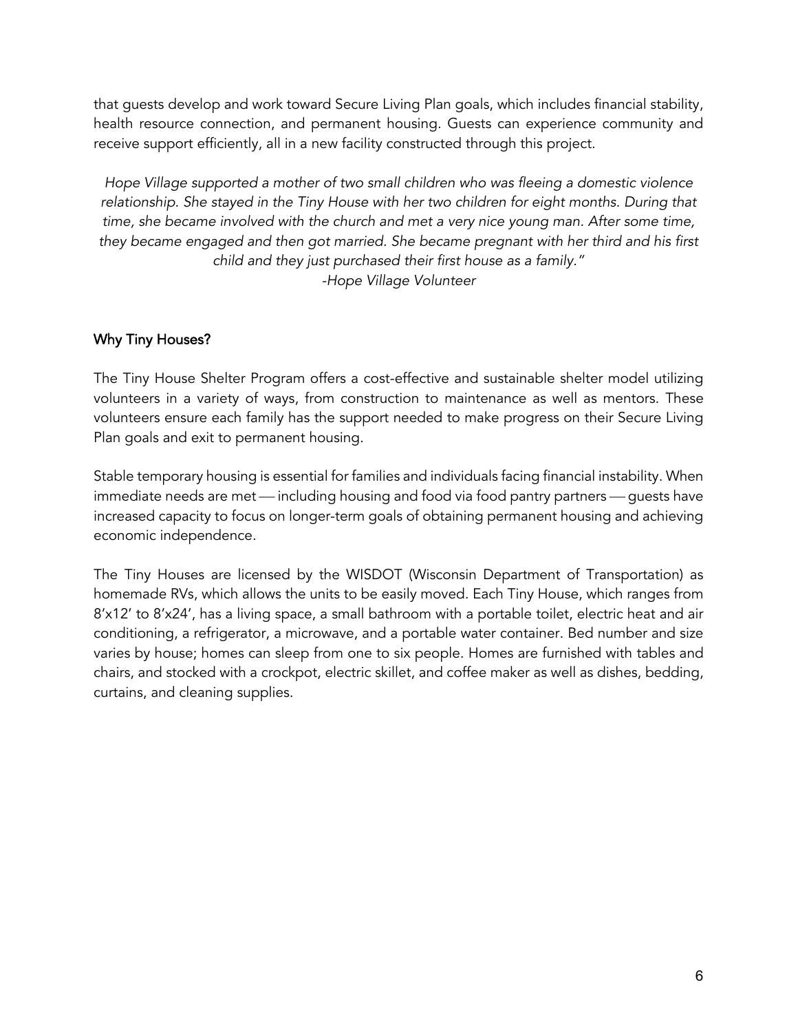that guests develop and work toward Secure Living Plan goals, which includes financial stability, health resource connection, and permanent housing. Guests can experience community and receive support efficiently, all in a new facility constructed through this project.

*Hope Village supported a mother of two small children who was fleeing a domestic violence relationship. She stayed in the Tiny House with her two children for eight months. During that time, she became involved with the church and met a very nice young man. After some time, they became engaged and then got married. She became pregnant with her third and his first child and they just purchased their first house as a family."*
*-Hope Village Volunteer*

## Why Tiny Houses?

The Tiny House Shelter Program offers a cost-effective and sustainable shelter model utilizing volunteers in a variety of ways, from construction to maintenance as well as mentors. These volunteers ensure each family has the support needed to make progress on their Secure Living Plan goals and exit to permanent housing.

Stable temporary housing is essential for families and individuals facing financial instability. When immediate needs are met — including housing and food via food pantry partners — guests have increased capacity to focus on longer-term goals of obtaining permanent housing and achieving economic independence.

The Tiny Houses are licensed by the WISDOT (Wisconsin Department of Transportation) as homemade RVs, which allows the units to be easily moved. Each Tiny House, which ranges from 8'x12' to 8'x24', has a living space, a small bathroom with a portable toilet, electric heat and air conditioning, a refrigerator, a microwave, and a portable water container. Bed number and size varies by house; homes can sleep from one to six people. Homes are furnished with tables and chairs, and stocked with a crockpot, electric skillet, and coffee maker as well as dishes, bedding, curtains, and cleaning supplies.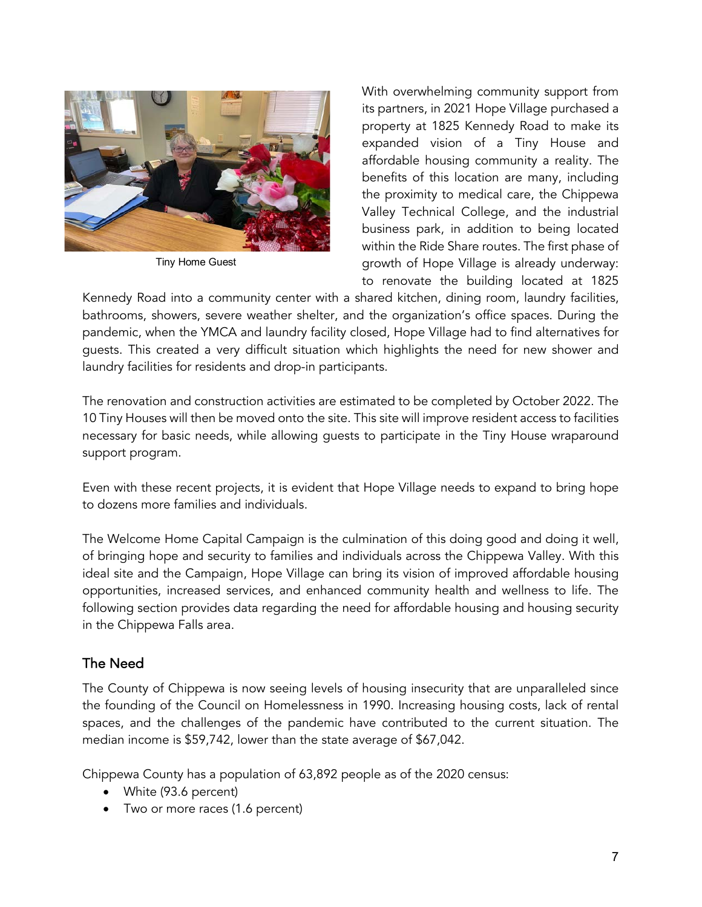Tiny Home Guest

With overwhelming community support from its partners, in 2021 Hope Village purchased a property at 1825 Kennedy Road to make its expanded vision of a Tiny House and affordable housing community a reality. The benefits of this location are many, including the proximity to medical care, the Chippewa Valley Technical College, and the industrial business park, in addition to being located within the Ride Share routes. The first phase of growth of Hope Village is already underway: to renovate the building located at 1825 Kennedy Road into a community center with a shared kitchen, dining room, laundry facilities, bathrooms, showers, severe weather shelter, and the organization's office spaces. During the pandemic, when the YMCA and laundry facility closed, Hope Village had to find alternatives for guests. This created a very difficult situation which highlights the need for new shower and laundry facilities for residents and drop-in participants.

The renovation and construction activities are estimated to be completed by October 2022. The 10 Tiny Houses will then be moved onto the site. This site will improve resident access to facilities necessary for basic needs, while allowing guests to participate in the Tiny House wraparound support program.

Even with these recent projects, it is evident that Hope Village needs to expand to bring hope to dozens more families and individuals.

The Welcome Home Capital Campaign is the culmination of this doing good and doing it well, of bringing hope and security to families and individuals across the Chippewa Valley. With this ideal site and the Campaign, Hope Village can bring its vision of improved affordable housing opportunities, increased services, and enhanced community health and wellness to life. The following section provides data regarding the need for affordable housing and housing security in the Chippewa Falls area.

## The Need

The County of Chippewa is now seeing levels of housing insecurity that are unparalleled since the founding of the Council on Homelessness in 1990. Increasing housing costs, lack of rental spaces, and the challenges of the pandemic have contributed to the current situation. The median income is $59,742, lower than the state average of $67,042.

Chippewa County has a population of 63,892 people as of the 2020 census:

- White (93.6 percent)
- Two or more races (1.6 percent)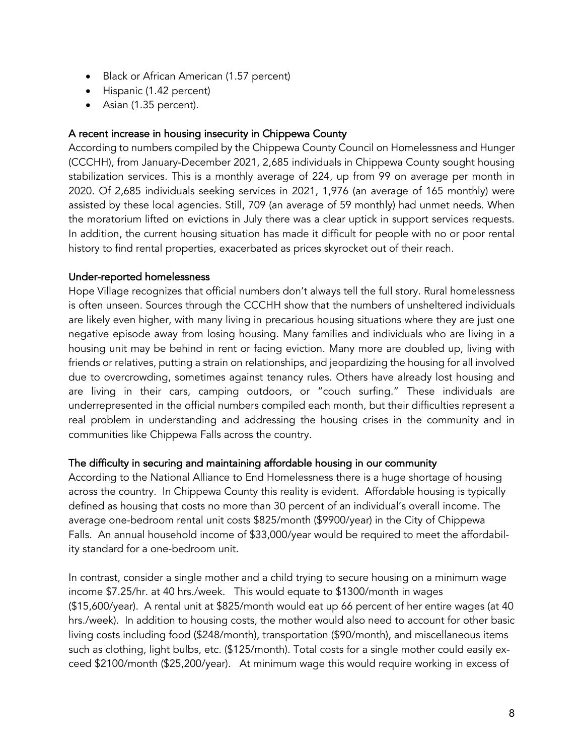- Black or African American (1.57 percent)
- Hispanic (1.42 percent)
- Asian (1.35 percent).

### A recent increase in housing insecurity in Chippewa County

According to numbers compiled by the Chippewa County Council on Homelessness and Hunger (CCCHH), from January-December 2021, 2,685 individuals in Chippewa County sought housing stabilization services. This is a monthly average of 224, up from 99 on average per month in 2020. Of 2,685 individuals seeking services in 2021, 1,976 (an average of 165 monthly) were assisted by these local agencies. Still, 709 (an average of 59 monthly) had unmet needs. When the moratorium lifted on evictions in July there was a clear uptick in support services requests. In addition, the current housing situation has made it difficult for people with no or poor rental history to find rental properties, exacerbated as prices skyrocket out of their reach.

### Under-reported homelessness

Hope Village recognizes that official numbers don't always tell the full story. Rural homelessness is often unseen. Sources through the CCCHH show that the numbers of unsheltered individuals are likely even higher, with many living in precarious housing situations where they are just one negative episode away from losing housing. Many families and individuals who are living in a housing unit may be behind in rent or facing eviction. Many more are doubled up, living with friends or relatives, putting a strain on relationships, and jeopardizing the housing for all involved due to overcrowding, sometimes against tenancy rules. Others have already lost housing and are living in their cars, camping outdoors, or "couch surfing." These individuals are underrepresented in the official numbers compiled each month, but their difficulties represent a real problem in understanding and addressing the housing crises in the community and in communities like Chippewa Falls across the country.

### The difficulty in securing and maintaining affordable housing in our community

According to the National Alliance to End Homelessness there is a huge shortage of housing across the country. In Chippewa County this reality is evident. Affordable housing is typically defined as housing that costs no more than 30 percent of an individual's overall income. The average one-bedroom rental unit costs $825/month ($9900/year) in the City of Chippewa Falls. An annual household income of $33,000/year would be required to meet the affordability standard for a one-bedroom unit.

In contrast, consider a single mother and a child trying to secure housing on a minimum wage income $7.25/hr. at 40 hrs./week. This would equate to $1300/month in wages ($15,600/year). A rental unit at $825/month would eat up 66 percent of her entire wages (at 40 hrs./week). In addition to housing costs, the mother would also need to account for other basic living costs including food ($248/month), transportation ($90/month), and miscellaneous items such as clothing, light bulbs, etc. ($125/month). Total costs for a single mother could easily exceed $2100/month ($25,200/year). At minimum wage this would require working in excess of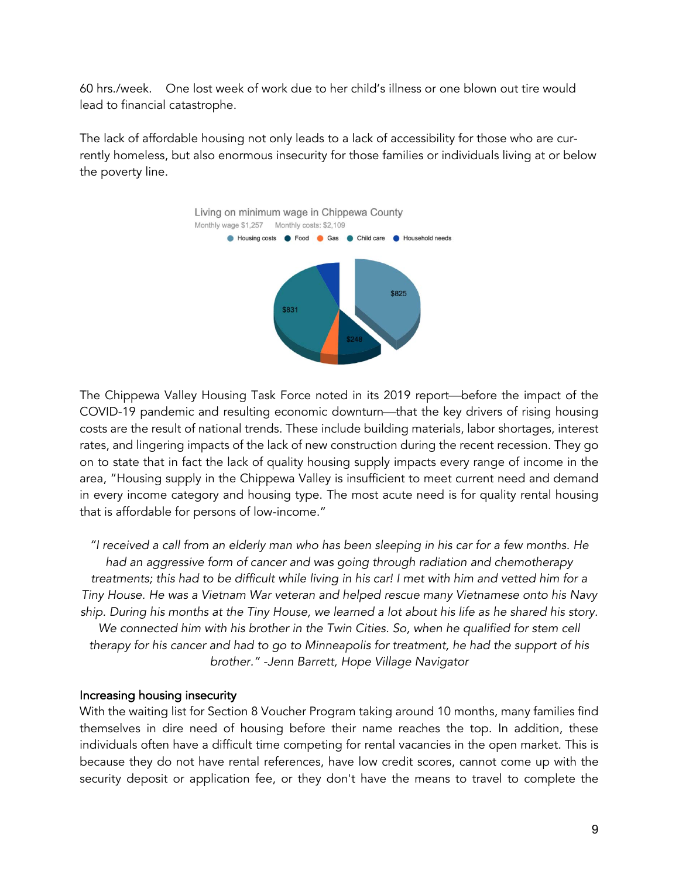60 hrs./week.   One lost week of work due to her child's illness or one blown out tire would lead to financial catastrophe.

The lack of affordable housing not only leads to a lack of accessibility for those who are currently homeless, but also enormous insecurity for those families or individuals living at or below the poverty line.

Living on minimum wage in Chippewa County

Monthly wage $1,257   Monthly costs: $2,109

Housing costs · Food · Gas · Child care · Household needs

$825 · $831 · $248

The Chippewa Valley Housing Task Force noted in its 2019 report—before the impact of the COVID-19 pandemic and resulting economic downturn—that the key drivers of rising housing costs are the result of national trends. These include building materials, labor shortages, interest rates, and lingering impacts of the lack of new construction during the recent recession. They go on to state that in fact the lack of quality housing supply impacts every range of income in the area, "Housing supply in the Chippewa Valley is insufficient to meet current need and demand in every income category and housing type. The most acute need is for quality rental housing that is affordable for persons of low-income."

*"I received a call from an elderly man who has been sleeping in his car for a few months. He had an aggressive form of cancer and was going through radiation and chemotherapy treatments; this had to be difficult while living in his car! I met with him and vetted him for a Tiny House. He was a Vietnam War veteran and helped rescue many Vietnamese onto his Navy ship. During his months at the Tiny House, we learned a lot about his life as he shared his story. We connected him with his brother in the Twin Cities. So, when he qualified for stem cell therapy for his cancer and had to go to Minneapolis for treatment, he had the support of his brother." -Jenn Barrett, Hope Village Navigator*

### Increasing housing insecurity

With the waiting list for Section 8 Voucher Program taking around 10 months, many families find themselves in dire need of housing before their name reaches the top. In addition, these individuals often have a difficult time competing for rental vacancies in the open market. This is because they do not have rental references, have low credit scores, cannot come up with the security deposit or application fee, or they don't have the means to travel to complete the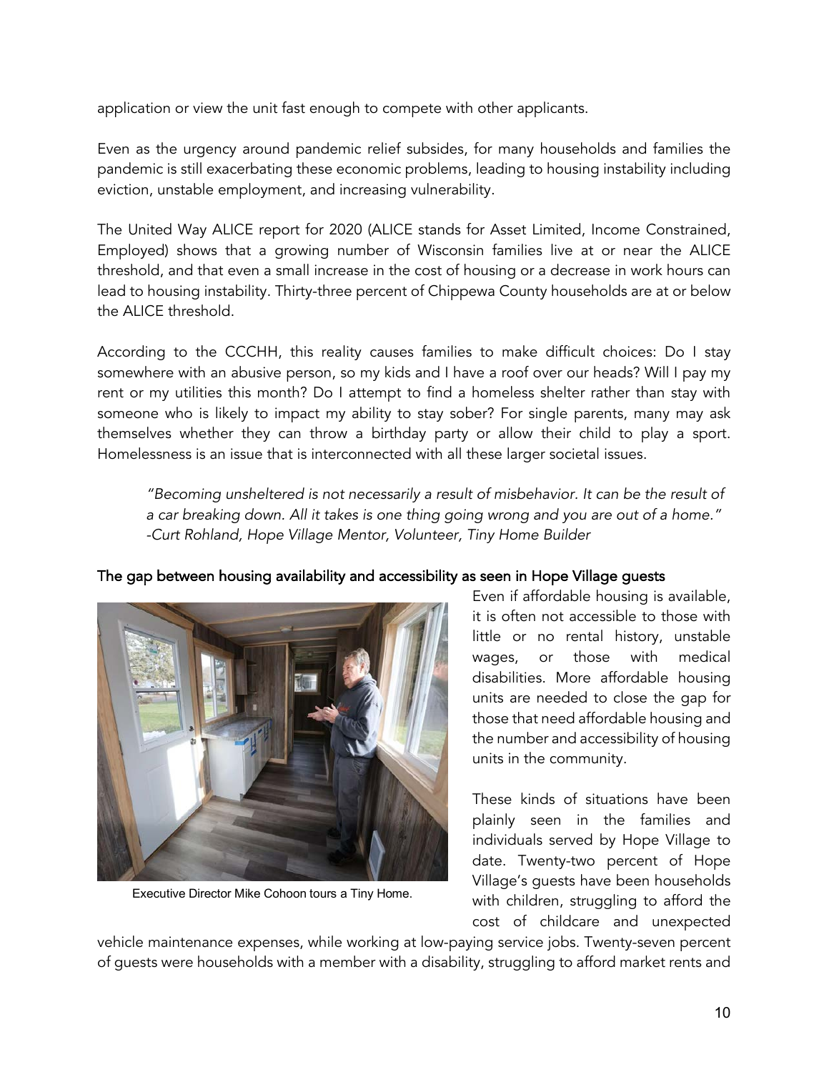application or view the unit fast enough to compete with other applicants.

Even as the urgency around pandemic relief subsides, for many households and families the pandemic is still exacerbating these economic problems, leading to housing instability including eviction, unstable employment, and increasing vulnerability.

The United Way ALICE report for 2020 (ALICE stands for Asset Limited, Income Constrained, Employed) shows that a growing number of Wisconsin families live at or near the ALICE threshold, and that even a small increase in the cost of housing or a decrease in work hours can lead to housing instability. Thirty-three percent of Chippewa County households are at or below the ALICE threshold.

According to the CCCHH, this reality causes families to make difficult choices: Do I stay somewhere with an abusive person, so my kids and I have a roof over our heads? Will I pay my rent or my utilities this month? Do I attempt to find a homeless shelter rather than stay with someone who is likely to impact my ability to stay sober? For single parents, many may ask themselves whether they can throw a birthday party or allow their child to play a sport. Homelessness is an issue that is interconnected with all these larger societal issues.

> *"Becoming unsheltered is not necessarily a result of misbehavior. It can be the result of a car breaking down. All it takes is one thing going wrong and you are out of a home."*
> *-Curt Rohland, Hope Village Mentor, Volunteer, Tiny Home Builder*

## The gap between housing availability and accessibility as seen in Hope Village guests

Executive Director Mike Cohoon tours a Tiny Home.

Even if affordable housing is available, it is often not accessible to those with little or no rental history, unstable wages, or those with medical disabilities. More affordable housing units are needed to close the gap for those that need affordable housing and the number and accessibility of housing units in the community.

These kinds of situations have been plainly seen in the families and individuals served by Hope Village to date. Twenty-two percent of Hope Village's guests have been households with children, struggling to afford the cost of childcare and unexpected vehicle maintenance expenses, while working at low-paying service jobs. Twenty-seven percent of guests were households with a member with a disability, struggling to afford market rents and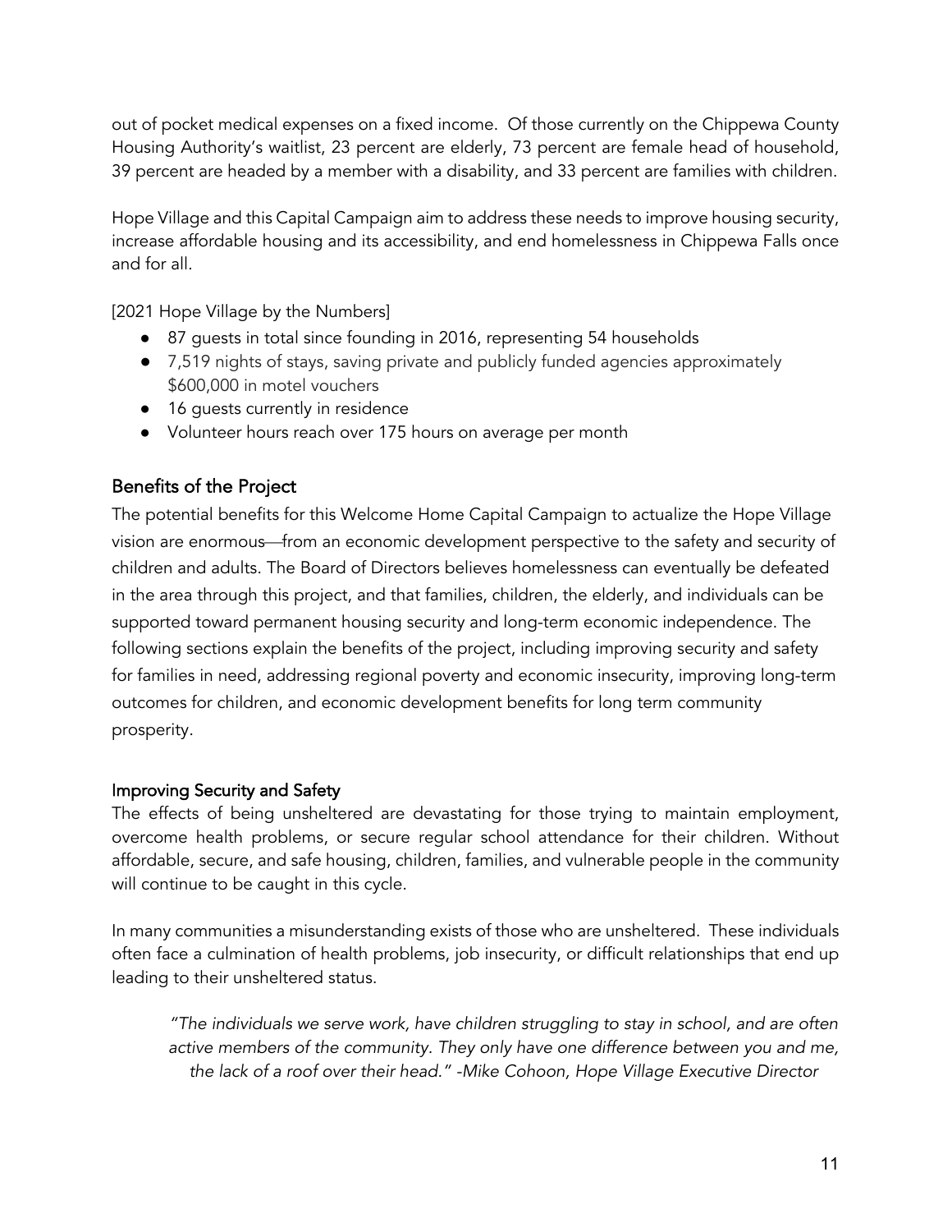out of pocket medical expenses on a fixed income. Of those currently on the Chippewa County Housing Authority's waitlist, 23 percent are elderly, 73 percent are female head of household, 39 percent are headed by a member with a disability, and 33 percent are families with children.

Hope Village and this Capital Campaign aim to address these needs to improve housing security, increase affordable housing and its accessibility, and end homelessness in Chippewa Falls once and for all.

[2021 Hope Village by the Numbers]

- 87 guests in total since founding in 2016, representing 54 households
- 7,519 nights of stays, saving private and publicly funded agencies approximately $600,000 in motel vouchers
- 16 guests currently in residence
- Volunteer hours reach over 175 hours on average per month

## Benefits of the Project

The potential benefits for this Welcome Home Capital Campaign to actualize the Hope Village vision are enormous—from an economic development perspective to the safety and security of children and adults. The Board of Directors believes homelessness can eventually be defeated in the area through this project, and that families, children, the elderly, and individuals can be supported toward permanent housing security and long-term economic independence. The following sections explain the benefits of the project, including improving security and safety for families in need, addressing regional poverty and economic insecurity, improving long-term outcomes for children, and economic development benefits for long term community prosperity.

### Improving Security and Safety

The effects of being unsheltered are devastating for those trying to maintain employment, overcome health problems, or secure regular school attendance for their children. Without affordable, secure, and safe housing, children, families, and vulnerable people in the community will continue to be caught in this cycle.

In many communities a misunderstanding exists of those who are unsheltered. These individuals often face a culmination of health problems, job insecurity, or difficult relationships that end up leading to their unsheltered status.

> *"The individuals we serve work, have children struggling to stay in school, and are often active members of the community. They only have one difference between you and me, the lack of a roof over their head." -Mike Cohoon, Hope Village Executive Director*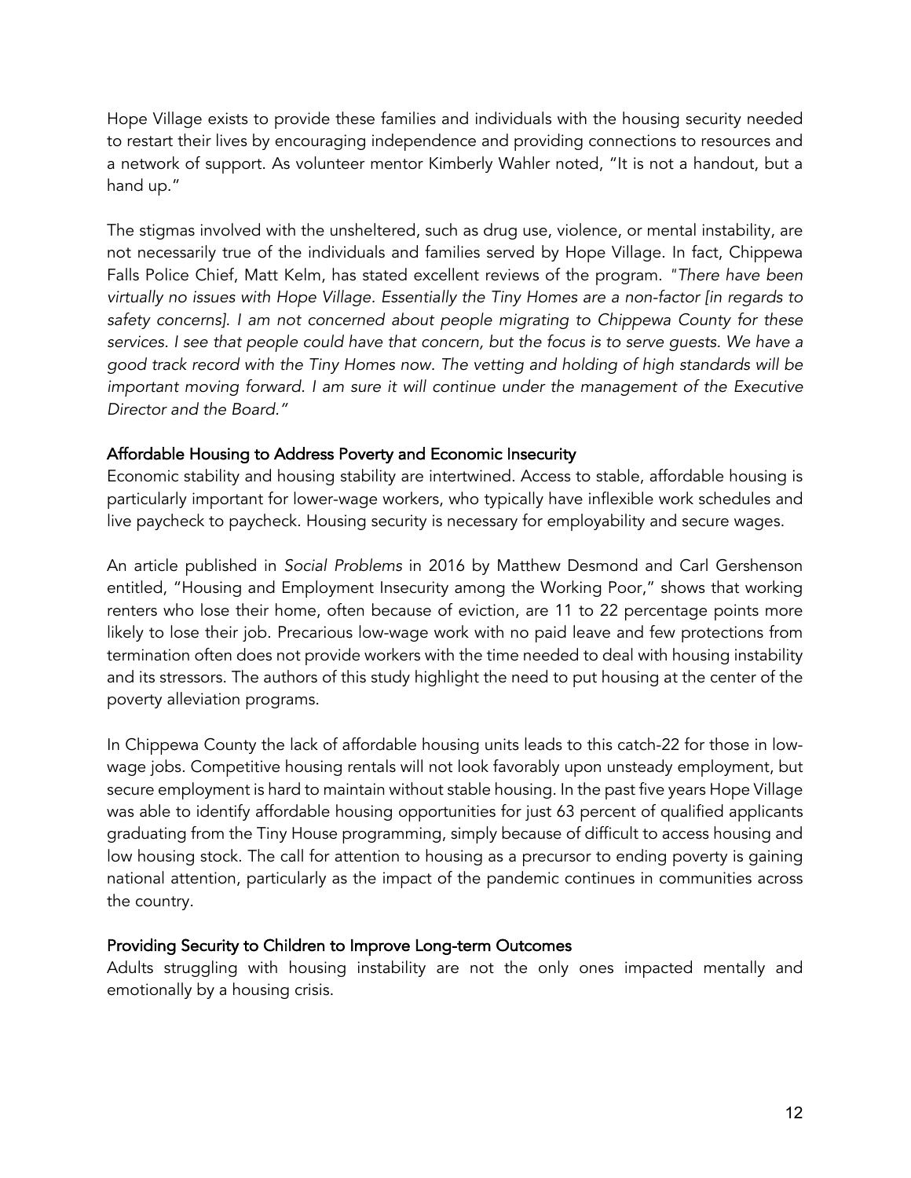Hope Village exists to provide these families and individuals with the housing security needed to restart their lives by encouraging independence and providing connections to resources and a network of support. As volunteer mentor Kimberly Wahler noted, "It is not a handout, but a hand up."

The stigmas involved with the unsheltered, such as drug use, violence, or mental instability, are not necessarily true of the individuals and families served by Hope Village. In fact, Chippewa Falls Police Chief, Matt Kelm, has stated excellent reviews of the program. "*There have been virtually no issues with Hope Village. Essentially the Tiny Homes are a non-factor [in regards to safety concerns]. I am not concerned about people migrating to Chippewa County for these services. I see that people could have that concern, but the focus is to serve guests. We have a good track record with the Tiny Homes now. The vetting and holding of high standards will be important moving forward. I am sure it will continue under the management of the Executive Director and the Board.*"

## Affordable Housing to Address Poverty and Economic Insecurity

Economic stability and housing stability are intertwined. Access to stable, affordable housing is particularly important for lower-wage workers, who typically have inflexible work schedules and live paycheck to paycheck. Housing security is necessary for employability and secure wages.

An article published in *Social Problems* in 2016 by Matthew Desmond and Carl Gershenson entitled, "Housing and Employment Insecurity among the Working Poor," shows that working renters who lose their home, often because of eviction, are 11 to 22 percentage points more likely to lose their job. Precarious low-wage work with no paid leave and few protections from termination often does not provide workers with the time needed to deal with housing instability and its stressors. The authors of this study highlight the need to put housing at the center of the poverty alleviation programs.

In Chippewa County the lack of affordable housing units leads to this catch-22 for those in low-wage jobs. Competitive housing rentals will not look favorably upon unsteady employment, but secure employment is hard to maintain without stable housing. In the past five years Hope Village was able to identify affordable housing opportunities for just 63 percent of qualified applicants graduating from the Tiny House programming, simply because of difficult to access housing and low housing stock. The call for attention to housing as a precursor to ending poverty is gaining national attention, particularly as the impact of the pandemic continues in communities across the country.

## Providing Security to Children to Improve Long-term Outcomes

Adults struggling with housing instability are not the only ones impacted mentally and emotionally by a housing crisis.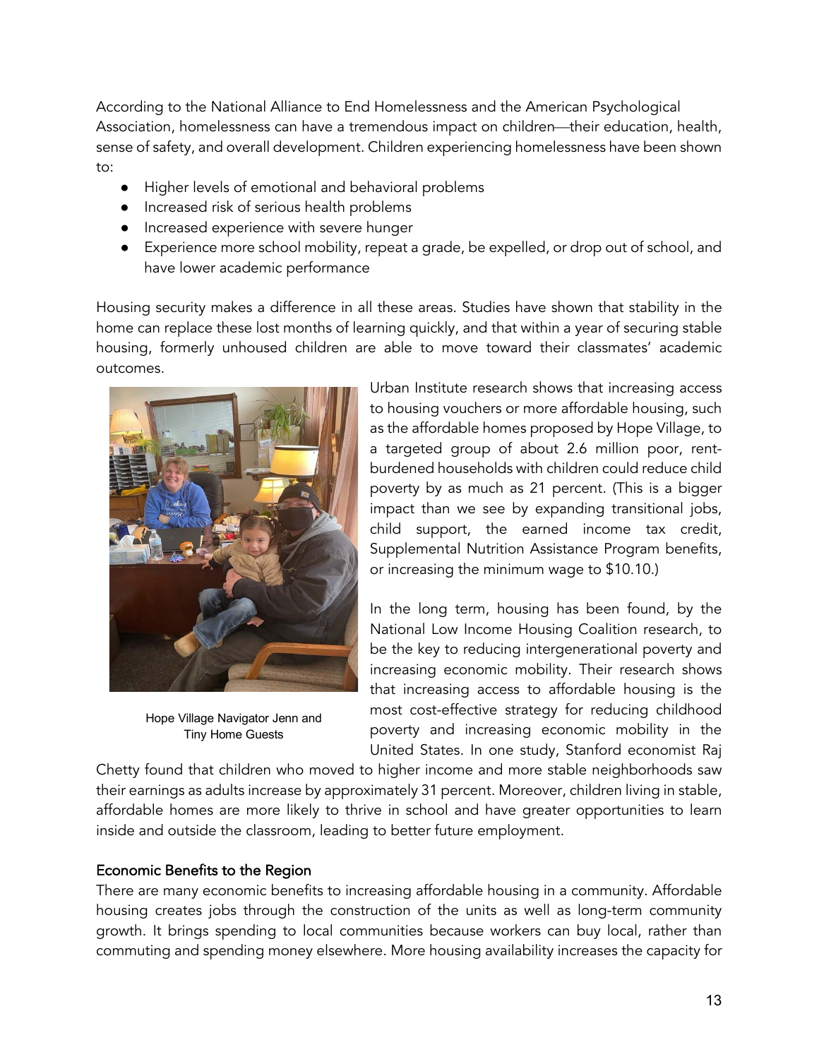According to the National Alliance to End Homelessness and the American Psychological Association, homelessness can have a tremendous impact on children—their education, health, sense of safety, and overall development. Children experiencing homelessness have been shown to:

- Higher levels of emotional and behavioral problems
- Increased risk of serious health problems
- Increased experience with severe hunger
- Experience more school mobility, repeat a grade, be expelled, or drop out of school, and have lower academic performance

Housing security makes a difference in all these areas. Studies have shown that stability in the home can replace these lost months of learning quickly, and that within a year of securing stable housing, formerly unhoused children are able to move toward their classmates' academic outcomes.

Hope Village Navigator Jenn and Tiny Home Guests

Urban Institute research shows that increasing access to housing vouchers or more affordable housing, such as the affordable homes proposed by Hope Village, to a targeted group of about 2.6 million poor, rent-burdened households with children could reduce child poverty by as much as 21 percent. (This is a bigger impact than we see by expanding transitional jobs, child support, the earned income tax credit, Supplemental Nutrition Assistance Program benefits, or increasing the minimum wage to $10.10.)

In the long term, housing has been found, by the National Low Income Housing Coalition research, to be the key to reducing intergenerational poverty and increasing economic mobility. Their research shows that increasing access to affordable housing is the most cost-effective strategy for reducing childhood poverty and increasing economic mobility in the United States. In one study, Stanford economist Raj Chetty found that children who moved to higher income and more stable neighborhoods saw their earnings as adults increase by approximately 31 percent. Moreover, children living in stable, affordable homes are more likely to thrive in school and have greater opportunities to learn inside and outside the classroom, leading to better future employment.

### Economic Benefits to the Region

There are many economic benefits to increasing affordable housing in a community. Affordable housing creates jobs through the construction of the units as well as long-term community growth. It brings spending to local communities because workers can buy local, rather than commuting and spending money elsewhere. More housing availability increases the capacity for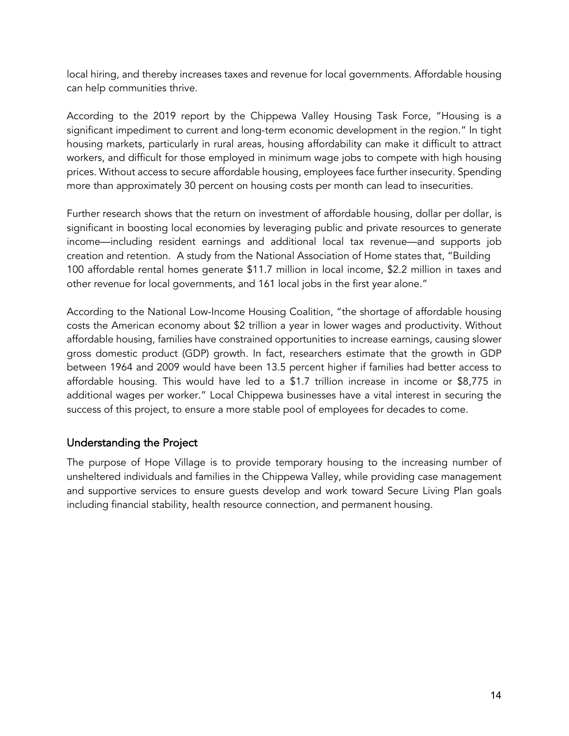local hiring, and thereby increases taxes and revenue for local governments. Affordable housing can help communities thrive.

According to the 2019 report by the Chippewa Valley Housing Task Force, "Housing is a significant impediment to current and long-term economic development in the region." In tight housing markets, particularly in rural areas, housing affordability can make it difficult to attract workers, and difficult for those employed in minimum wage jobs to compete with high housing prices. Without access to secure affordable housing, employees face further insecurity. Spending more than approximately 30 percent on housing costs per month can lead to insecurities.

Further research shows that the return on investment of affordable housing, dollar per dollar, is significant in boosting local economies by leveraging public and private resources to generate income—including resident earnings and additional local tax revenue—and supports job creation and retention. A study from the National Association of Home states that, "Building 100 affordable rental homes generate $11.7 million in local income, $2.2 million in taxes and other revenue for local governments, and 161 local jobs in the first year alone."

According to the National Low-Income Housing Coalition, "the shortage of affordable housing costs the American economy about $2 trillion a year in lower wages and productivity. Without affordable housing, families have constrained opportunities to increase earnings, causing slower gross domestic product (GDP) growth. In fact, researchers estimate that the growth in GDP between 1964 and 2009 would have been 13.5 percent higher if families had better access to affordable housing. This would have led to a $1.7 trillion increase in income or $8,775 in additional wages per worker." Local Chippewa businesses have a vital interest in securing the success of this project, to ensure a more stable pool of employees for decades to come.

## Understanding the Project

The purpose of Hope Village is to provide temporary housing to the increasing number of unsheltered individuals and families in the Chippewa Valley, while providing case management and supportive services to ensure guests develop and work toward Secure Living Plan goals including financial stability, health resource connection, and permanent housing.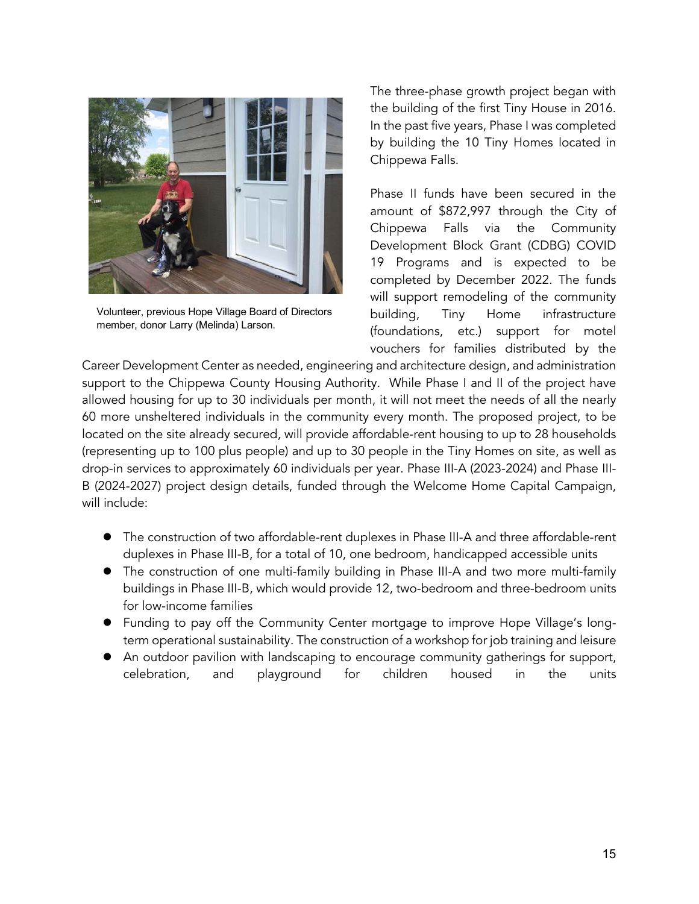Volunteer, previous Hope Village Board of Directors member, donor Larry (Melinda) Larson.

The three-phase growth project began with the building of the first Tiny House in 2016. In the past five years, Phase I was completed by building the 10 Tiny Homes located in Chippewa Falls.

Phase II funds have been secured in the amount of $872,997 through the City of Chippewa Falls via the Community Development Block Grant (CDBG) COVID 19 Programs and is expected to be completed by December 2022. The funds will support remodeling of the community building, Tiny Home infrastructure (foundations, etc.) support for motel vouchers for families distributed by the Career Development Center as needed, engineering and architecture design, and administration support to the Chippewa County Housing Authority. While Phase I and II of the project have allowed housing for up to 30 individuals per month, it will not meet the needs of all the nearly 60 more unsheltered individuals in the community every month. The proposed project, to be located on the site already secured, will provide affordable-rent housing to up to 28 households (representing up to 100 plus people) and up to 30 people in the Tiny Homes on site, as well as drop-in services to approximately 60 individuals per year. Phase III-A (2023-2024) and Phase III-B (2024-2027) project design details, funded through the Welcome Home Capital Campaign, will include:

- The construction of two affordable-rent duplexes in Phase III-A and three affordable-rent duplexes in Phase III-B, for a total of 10, one bedroom, handicapped accessible units
- The construction of one multi-family building in Phase III-A and two more multi-family buildings in Phase III-B, which would provide 12, two-bedroom and three-bedroom units for low-income families
- Funding to pay off the Community Center mortgage to improve Hope Village's long-term operational sustainability. The construction of a workshop for job training and leisure
- An outdoor pavilion with landscaping to encourage community gatherings for support, celebration, and playground for children housed in the units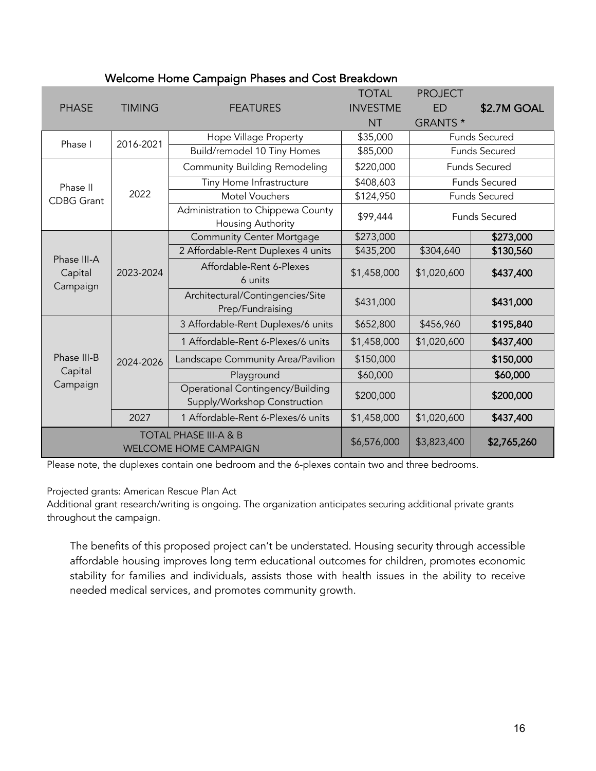## Welcome Home Campaign Phases and Cost Breakdown

| PHASE | TIMING | FEATURES | TOTAL INVESTMENT | PROJECTED GRANTS * | $2.7M GOAL |
|---|---|---|---|---|---|
| Phase I | 2016-2021 | Hope Village Property | $35,000 | Funds Secured | |
| | | Build/remodel 10 Tiny Homes | $85,000 | Funds Secured | |
| Phase II CDBG Grant | 2022 | Community Building Remodeling | $220,000 | Funds Secured | |
| | | Tiny Home Infrastructure | $408,603 | Funds Secured | |
| | | Motel Vouchers | $124,950 | Funds Secured | |
| | | Administration to Chippewa County Housing Authority | $99,444 | Funds Secured | |
| Phase III-A Capital Campaign | 2023-2024 | Community Center Mortgage | $273,000 | | **$273,000** |
| | | 2 Affordable-Rent Duplexes 4 units | $435,200 | $304,640 | **$130,560** |
| | | Affordable-Rent 6-Plexes 6 units | $1,458,000 | $1,020,600 | **$437,400** |
| | | Architectural/Contingencies/Site Prep/Fundraising | $431,000 | | **$431,000** |
| Phase III-B Capital Campaign | 2024-2026 | 3 Affordable-Rent Duplexes/6 units | $652,800 | $456,960 | **$195,840** |
| | | 1 Affordable-Rent 6-Plexes/6 units | $1,458,000 | $1,020,600 | **$437,400** |
| | | Landscape Community Area/Pavilion | $150,000 | | **$150,000** |
| | | Playground | $60,000 | | **$60,000** |
| | | Operational Contingency/Building Supply/Workshop Construction | $200,000 | | **$200,000** |
| | 2027 | 1 Affordable-Rent 6-Plexes/6 units | $1,458,000 | $1,020,600 | **$437,400** |
| TOTAL PHASE III-A & B WELCOME HOME CAMPAIGN | | | $6,576,000 | $3,823,400 | **$2,765,260** |

Please note, the duplexes contain one bedroom and the 6-plexes contain two and three bedrooms.

Projected grants: American Rescue Plan Act
Additional grant research/writing is ongoing. The organization anticipates securing additional private grants throughout the campaign.

The benefits of this proposed project can't be understated. Housing security through accessible affordable housing improves long term educational outcomes for children, promotes economic stability for families and individuals, assists those with health issues in the ability to receive needed medical services, and promotes community growth.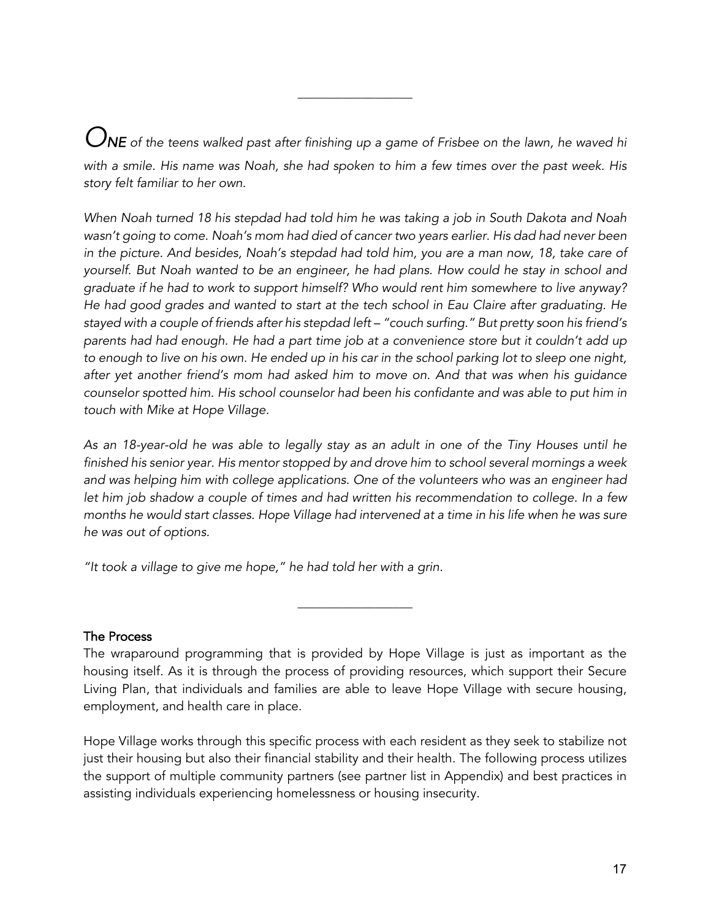---

*ONE of the teens walked past after finishing up a game of Frisbee on the lawn, he waved hi with a smile. His name was Noah, she had spoken to him a few times over the past week. His story felt familiar to her own.*

*When Noah turned 18 his stepdad had told him he was taking a job in South Dakota and Noah wasn't going to come. Noah's mom had died of cancer two years earlier. His dad had never been in the picture. And besides, Noah's stepdad had told him, you are a man now, 18, take care of yourself. But Noah wanted to be an engineer, he had plans. How could he stay in school and graduate if he had to work to support himself? Who would rent him somewhere to live anyway? He had good grades and wanted to start at the tech school in Eau Claire after graduating. He stayed with a couple of friends after his stepdad left – "couch surfing." But pretty soon his friend's parents had had enough. He had a part time job at a convenience store but it couldn't add up to enough to live on his own. He ended up in his car in the school parking lot to sleep one night, after yet another friend's mom had asked him to move on. And that was when his guidance counselor spotted him. His school counselor had been his confidante and was able to put him in touch with Mike at Hope Village.*

*As an 18-year-old he was able to legally stay as an adult in one of the Tiny Houses until he finished his senior year. His mentor stopped by and drove him to school several mornings a week and was helping him with college applications. One of the volunteers who was an engineer had let him job shadow a couple of times and had written his recommendation to college. In a few months he would start classes. Hope Village had intervened at a time in his life when he was sure he was out of options.*

*"It took a village to give me hope," he had told her with a grin.*

---

### The Process

The wraparound programming that is provided by Hope Village is just as important as the housing itself. As it is through the process of providing resources, which support their Secure Living Plan, that individuals and families are able to leave Hope Village with secure housing, employment, and health care in place.

Hope Village works through this specific process with each resident as they seek to stabilize not just their housing but also their financial stability and their health. The following process utilizes the support of multiple community partners (see partner list in Appendix) and best practices in assisting individuals experiencing homelessness or housing insecurity.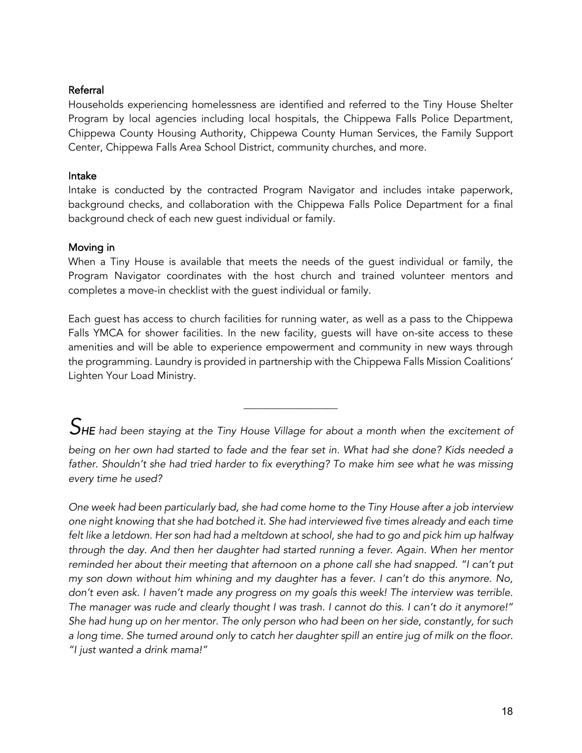### Referral

Households experiencing homelessness are identified and referred to the Tiny House Shelter Program by local agencies including local hospitals, the Chippewa Falls Police Department, Chippewa County Housing Authority, Chippewa County Human Services, the Family Support Center, Chippewa Falls Area School District, community churches, and more.

### Intake

Intake is conducted by the contracted Program Navigator and includes intake paperwork, background checks, and collaboration with the Chippewa Falls Police Department for a final background check of each new guest individual or family.

### Moving in

When a Tiny House is available that meets the needs of the guest individual or family, the Program Navigator coordinates with the host church and trained volunteer mentors and completes a move-in checklist with the guest individual or family.

Each guest has access to church facilities for running water, as well as a pass to the Chippewa Falls YMCA for shower facilities. In the new facility, guests will have on-site access to these amenities and will be able to experience empowerment and community in new ways through the programming. Laundry is provided in partnership with the Chippewa Falls Mission Coalitions' Lighten Your Load Ministry.

---

*SHE had been staying at the Tiny House Village for about a month when the excitement of being on her own had started to fade and the fear set in. What had she done? Kids needed a father. Shouldn't she had tried harder to fix everything? To make him see what he was missing every time he used?*

*One week had been particularly bad, she had come home to the Tiny House after a job interview one night knowing that she had botched it. She had interviewed five times already and each time felt like a letdown. Her son had had a meltdown at school, she had to go and pick him up halfway through the day. And then her daughter had started running a fever. Again. When her mentor reminded her about their meeting that afternoon on a phone call she had snapped. "I can't put my son down without him whining and my daughter has a fever. I can't do this anymore. No, don't even ask. I haven't made any progress on my goals this week! The interview was terrible. The manager was rude and clearly thought I was trash. I cannot do this. I can't do it anymore!" She had hung up on her mentor. The only person who had been on her side, constantly, for such a long time. She turned around only to catch her daughter spill an entire jug of milk on the floor. "I just wanted a drink mama!"*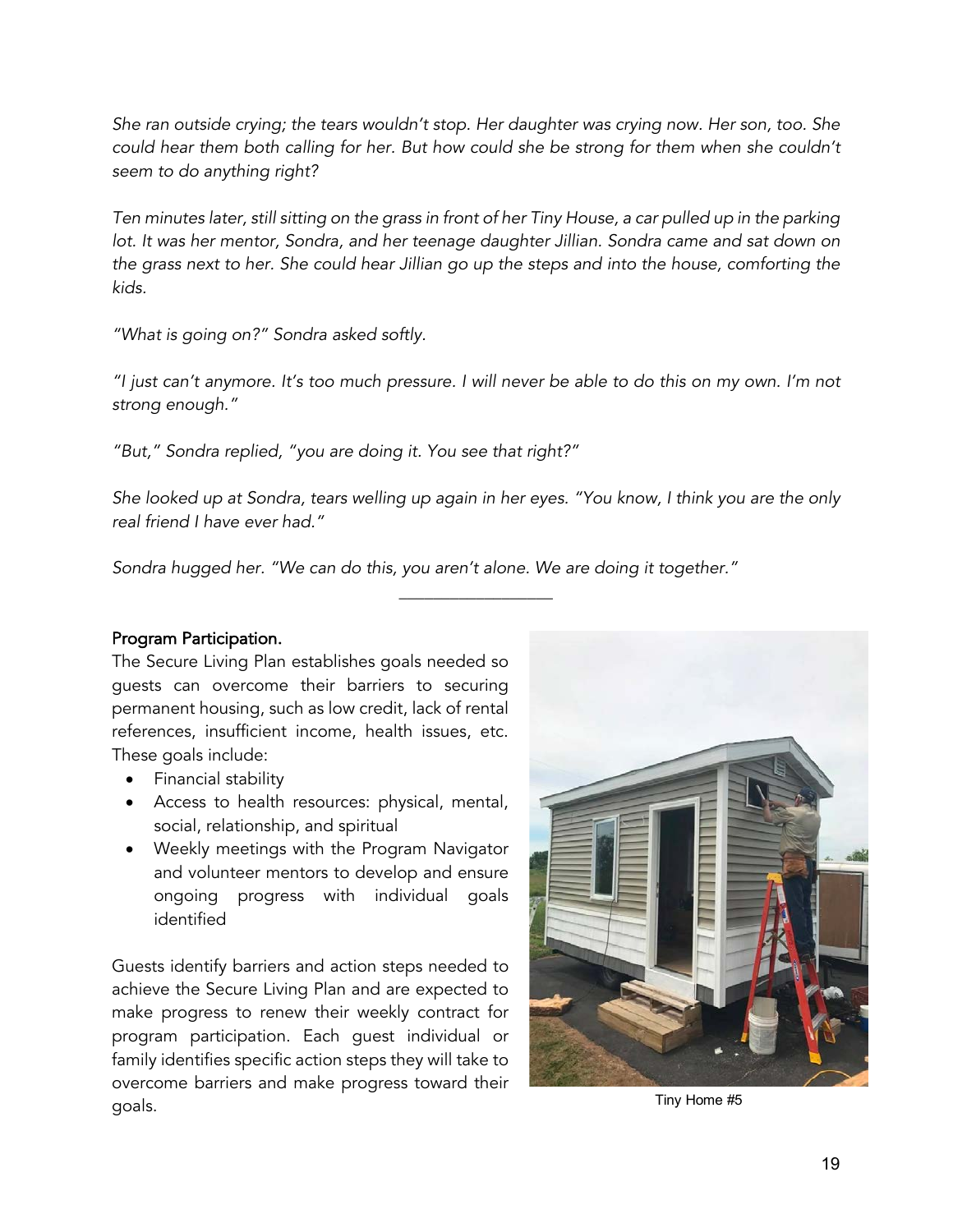*She ran outside crying; the tears wouldn't stop. Her daughter was crying now. Her son, too. She could hear them both calling for her. But how could she be strong for them when she couldn't seem to do anything right?*

*Ten minutes later, still sitting on the grass in front of her Tiny House, a car pulled up in the parking lot. It was her mentor, Sondra, and her teenage daughter Jillian. Sondra came and sat down on the grass next to her. She could hear Jillian go up the steps and into the house, comforting the kids.*

*"What is going on?" Sondra asked softly.*

*"I just can't anymore. It's too much pressure. I will never be able to do this on my own. I'm not strong enough."*

*"But," Sondra replied, "you are doing it. You see that right?"*

*She looked up at Sondra, tears welling up again in her eyes. "You know, I think you are the only real friend I have ever had."*

*Sondra hugged her. "We can do this, you aren't alone. We are doing it together."*

---

**Program Participation.**

The Secure Living Plan establishes goals needed so guests can overcome their barriers to securing permanent housing, such as low credit, lack of rental references, insufficient income, health issues, etc. These goals include:

- Financial stability
- Access to health resources: physical, mental, social, relationship, and spiritual
- Weekly meetings with the Program Navigator and volunteer mentors to develop and ensure ongoing progress with individual goals identified

Guests identify barriers and action steps needed to achieve the Secure Living Plan and are expected to make progress to renew their weekly contract for program participation. Each guest individual or family identifies specific action steps they will take to overcome barriers and make progress toward their goals.

Tiny Home #5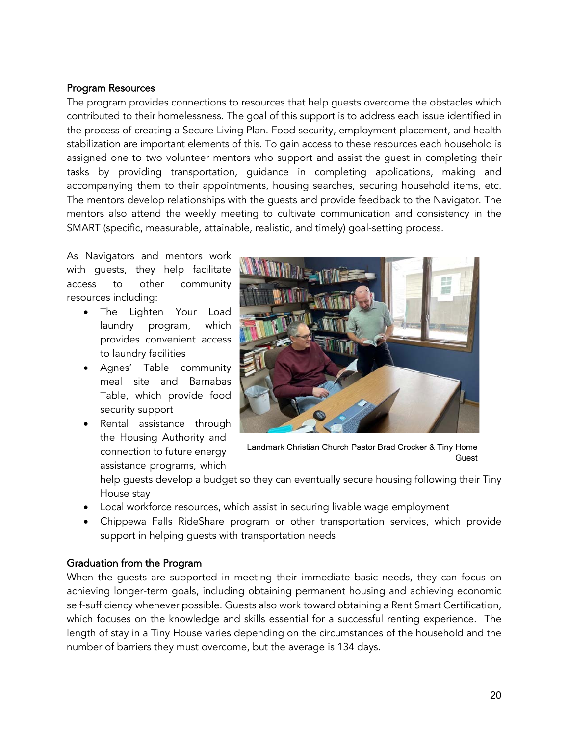### Program Resources

The program provides connections to resources that help guests overcome the obstacles which contributed to their homelessness. The goal of this support is to address each issue identified in the process of creating a Secure Living Plan. Food security, employment placement, and health stabilization are important elements of this. To gain access to these resources each household is assigned one to two volunteer mentors who support and assist the guest in completing their tasks by providing transportation, guidance in completing applications, making and accompanying them to their appointments, housing searches, securing household items, etc. The mentors develop relationships with the guests and provide feedback to the Navigator. The mentors also attend the weekly meeting to cultivate communication and consistency in the SMART (specific, measurable, attainable, realistic, and timely) goal-setting process.

As Navigators and mentors work with guests, they help facilitate access to other community resources including:

- The Lighten Your Load laundry program, which provides convenient access to laundry facilities
- Agnes' Table community meal site and Barnabas Table, which provide food security support
- Rental assistance through the Housing Authority and connection to future energy assistance programs, which help guests develop a budget so they can eventually secure housing following their Tiny House stay
- Local workforce resources, which assist in securing livable wage employment
- Chippewa Falls RideShare program or other transportation services, which provide support in helping guests with transportation needs

Landmark Christian Church Pastor Brad Crocker & Tiny Home Guest

### Graduation from the Program

When the guests are supported in meeting their immediate basic needs, they can focus on achieving longer-term goals, including obtaining permanent housing and achieving economic self-sufficiency whenever possible. Guests also work toward obtaining a Rent Smart Certification, which focuses on the knowledge and skills essential for a successful renting experience. The length of stay in a Tiny House varies depending on the circumstances of the household and the number of barriers they must overcome, but the average is 134 days.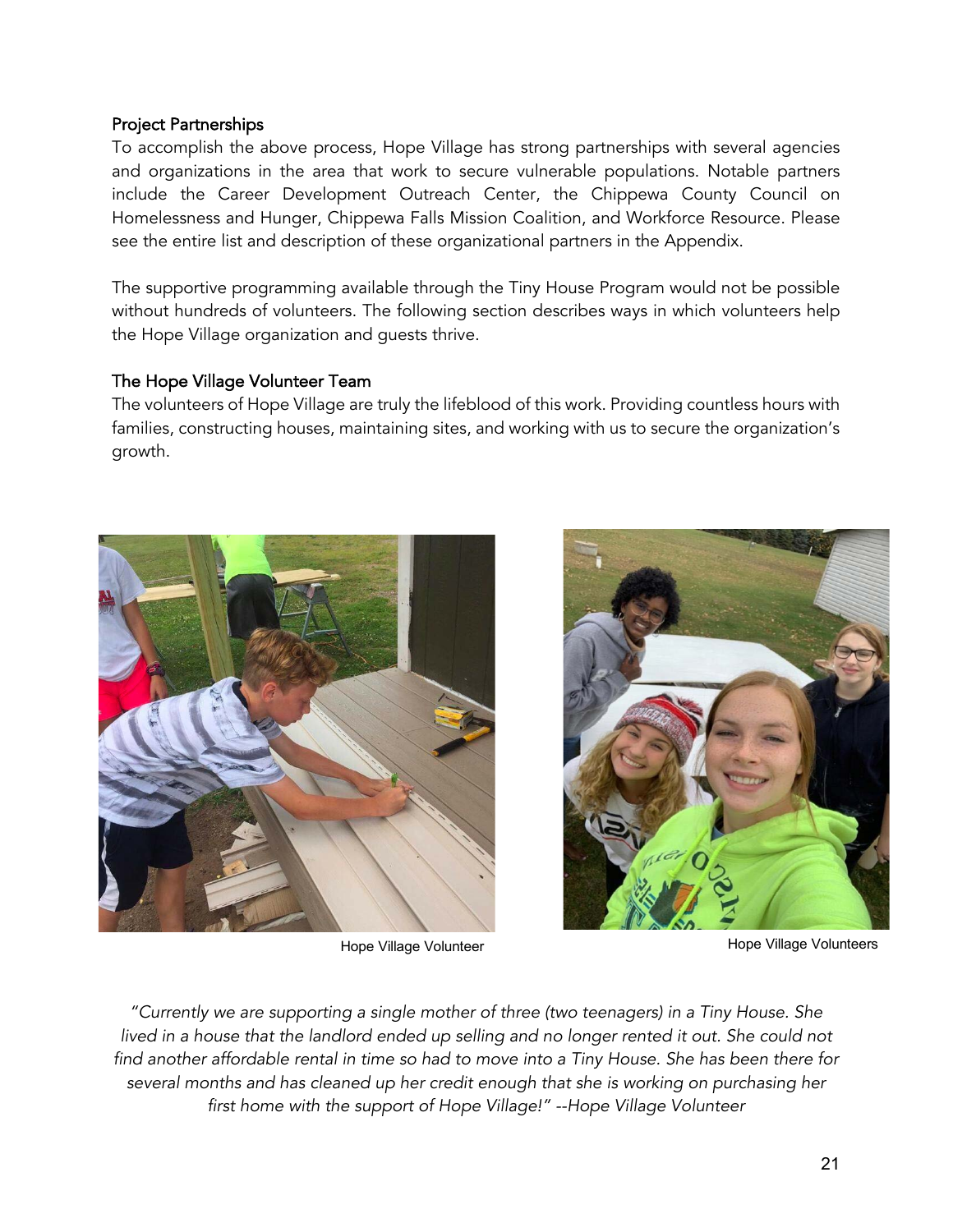### Project Partnerships

To accomplish the above process, Hope Village has strong partnerships with several agencies and organizations in the area that work to secure vulnerable populations. Notable partners include the Career Development Outreach Center, the Chippewa County Council on Homelessness and Hunger, Chippewa Falls Mission Coalition, and Workforce Resource. Please see the entire list and description of these organizational partners in the Appendix.

The supportive programming available through the Tiny House Program would not be possible without hundreds of volunteers. The following section describes ways in which volunteers help the Hope Village organization and guests thrive.

### The Hope Village Volunteer Team

The volunteers of Hope Village are truly the lifeblood of this work. Providing countless hours with families, constructing houses, maintaining sites, and working with us to secure the organization's growth.

Hope Village Volunteer

Hope Village Volunteers

*"Currently we are supporting a single mother of three (two teenagers) in a Tiny House. She lived in a house that the landlord ended up selling and no longer rented it out. She could not find another affordable rental in time so had to move into a Tiny House. She has been there for several months and has cleaned up her credit enough that she is working on purchasing her first home with the support of Hope Village!" --Hope Village Volunteer*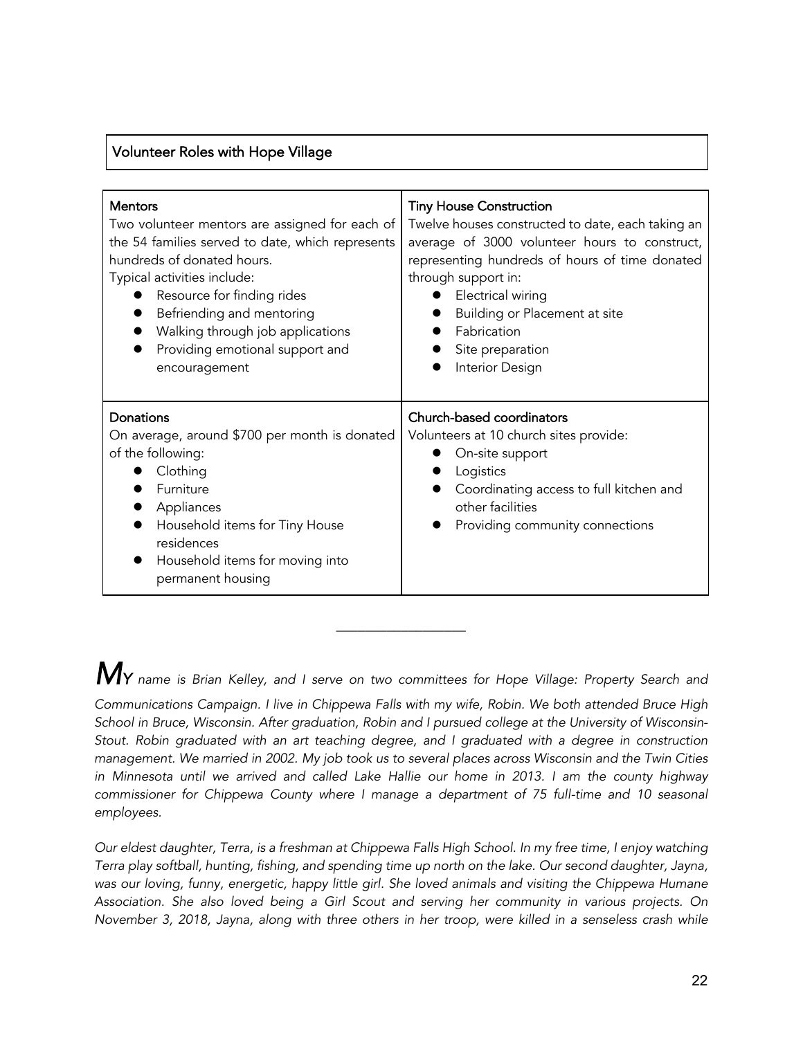## Volunteer Roles with Hope Village

| Mentors | Tiny House Construction |
|---|---|
| Two volunteer mentors are assigned for each of the 54 families served to date, which represents hundreds of donated hours.<br>Typical activities include:<br>• Resource for finding rides<br>• Befriending and mentoring<br>• Walking through job applications<br>• Providing emotional support and encouragement | Twelve houses constructed to date, each taking an average of 3000 volunteer hours to construct, representing hundreds of hours of time donated through support in:<br>• Electrical wiring<br>• Building or Placement at site<br>• Fabrication<br>• Site preparation<br>• Interior Design |
| **Donations**<br>On average, around $700 per month is donated of the following:<br>• Clothing<br>• Furniture<br>• Appliances<br>• Household items for Tiny House residences<br>• Household items for moving into permanent housing | **Church-based coordinators**<br>Volunteers at 10 church sites provide:<br>• On-site support<br>• Logistics<br>• Coordinating access to full kitchen and other facilities<br>• Providing community connections |

---

*My name is Brian Kelley, and I serve on two committees for Hope Village: Property Search and Communications Campaign. I live in Chippewa Falls with my wife, Robin. We both attended Bruce High School in Bruce, Wisconsin. After graduation, Robin and I pursued college at the University of Wisconsin-Stout. Robin graduated with an art teaching degree, and I graduated with a degree in construction management. We married in 2002. My job took us to several places across Wisconsin and the Twin Cities in Minnesota until we arrived and called Lake Hallie our home in 2013. I am the county highway commissioner for Chippewa County where I manage a department of 75 full-time and 10 seasonal employees.*

*Our eldest daughter, Terra, is a freshman at Chippewa Falls High School. In my free time, I enjoy watching Terra play softball, hunting, fishing, and spending time up north on the lake. Our second daughter, Jayna, was our loving, funny, energetic, happy little girl. She loved animals and visiting the Chippewa Humane Association. She also loved being a Girl Scout and serving her community in various projects. On November 3, 2018, Jayna, along with three others in her troop, were killed in a senseless crash while*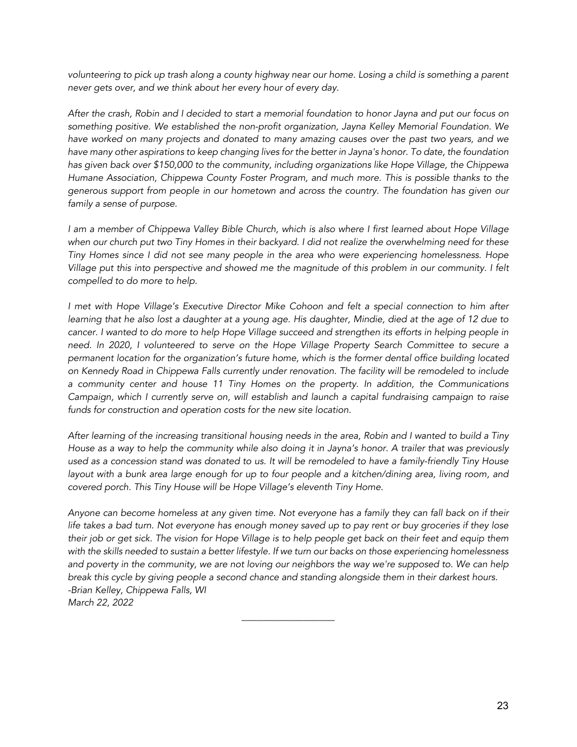*volunteering to pick up trash along a county highway near our home. Losing a child is something a parent never gets over, and we think about her every hour of every day.*

*After the crash, Robin and I decided to start a memorial foundation to honor Jayna and put our focus on something positive. We established the non-profit organization, Jayna Kelley Memorial Foundation. We have worked on many projects and donated to many amazing causes over the past two years, and we have many other aspirations to keep changing lives for the better in Jayna's honor. To date, the foundation has given back over $150,000 to the community, including organizations like Hope Village, the Chippewa Humane Association, Chippewa County Foster Program, and much more. This is possible thanks to the generous support from people in our hometown and across the country. The foundation has given our family a sense of purpose.*

*I am a member of Chippewa Valley Bible Church, which is also where I first learned about Hope Village when our church put two Tiny Homes in their backyard. I did not realize the overwhelming need for these Tiny Homes since I did not see many people in the area who were experiencing homelessness. Hope Village put this into perspective and showed me the magnitude of this problem in our community. I felt compelled to do more to help.*

*I met with Hope Village's Executive Director Mike Cohoon and felt a special connection to him after learning that he also lost a daughter at a young age. His daughter, Mindie, died at the age of 12 due to cancer. I wanted to do more to help Hope Village succeed and strengthen its efforts in helping people in need. In 2020, I volunteered to serve on the Hope Village Property Search Committee to secure a permanent location for the organization's future home, which is the former dental office building located on Kennedy Road in Chippewa Falls currently under renovation. The facility will be remodeled to include a community center and house 11 Tiny Homes on the property. In addition, the Communications Campaign, which I currently serve on, will establish and launch a capital fundraising campaign to raise funds for construction and operation costs for the new site location.*

*After learning of the increasing transitional housing needs in the area, Robin and I wanted to build a Tiny House as a way to help the community while also doing it in Jayna's honor. A trailer that was previously used as a concession stand was donated to us. It will be remodeled to have a family-friendly Tiny House layout with a bunk area large enough for up to four people and a kitchen/dining area, living room, and covered porch. This Tiny House will be Hope Village's eleventh Tiny Home.*

*Anyone can become homeless at any given time. Not everyone has a family they can fall back on if their life takes a bad turn. Not everyone has enough money saved up to pay rent or buy groceries if they lose their job or get sick. The vision for Hope Village is to help people get back on their feet and equip them with the skills needed to sustain a better lifestyle. If we turn our backs on those experiencing homelessness and poverty in the community, we are not loving our neighbors the way we're supposed to. We can help break this cycle by giving people a second chance and standing alongside them in their darkest hours.*
*-Brian Kelley, Chippewa Falls, WI*
*March 22, 2022*

---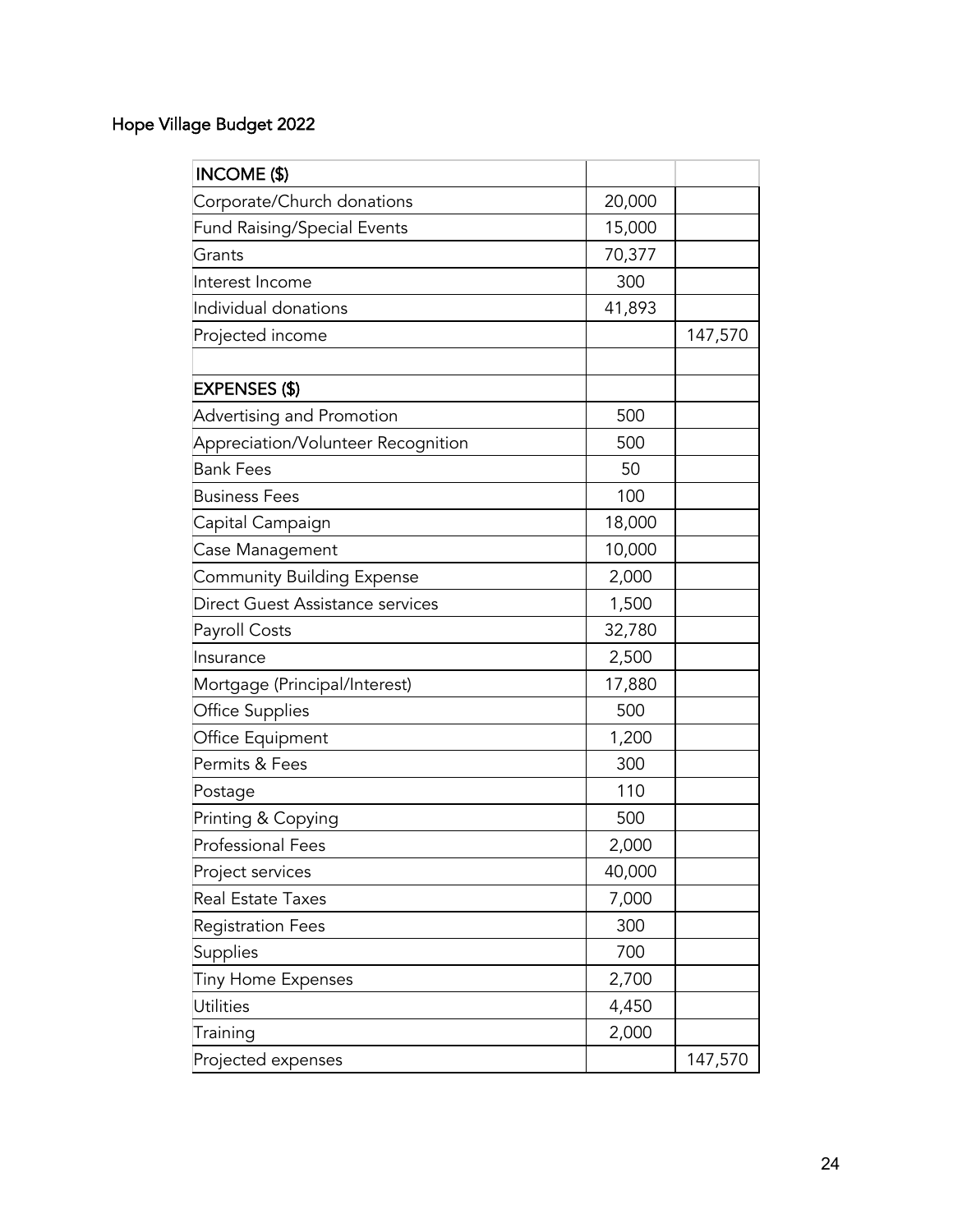Hope Village Budget 2022

| INCOME ($) | | |
|---|---|---|
| Corporate/Church donations | 20,000 | |
| Fund Raising/Special Events | 15,000 | |
| Grants | 70,377 | |
| Interest Income | 300 | |
| Individual donations | 41,893 | |
| Projected income | | 147,570 |
| | | |
| **EXPENSES ($)** | | |
| Advertising and Promotion | 500 | |
| Appreciation/Volunteer Recognition | 500 | |
| Bank Fees | 50 | |
| Business Fees | 100 | |
| Capital Campaign | 18,000 | |
| Case Management | 10,000 | |
| Community Building Expense | 2,000 | |
| Direct Guest Assistance services | 1,500 | |
| Payroll Costs | 32,780 | |
| Insurance | 2,500 | |
| Mortgage (Principal/Interest) | 17,880 | |
| Office Supplies | 500 | |
| Office Equipment | 1,200 | |
| Permits & Fees | 300 | |
| Postage | 110 | |
| Printing & Copying | 500 | |
| Professional Fees | 2,000 | |
| Project services | 40,000 | |
| Real Estate Taxes | 7,000 | |
| Registration Fees | 300 | |
| Supplies | 700 | |
| Tiny Home Expenses | 2,700 | |
| Utilities | 4,450 | |
| Training | 2,000 | |
| Projected expenses | | 147,570 |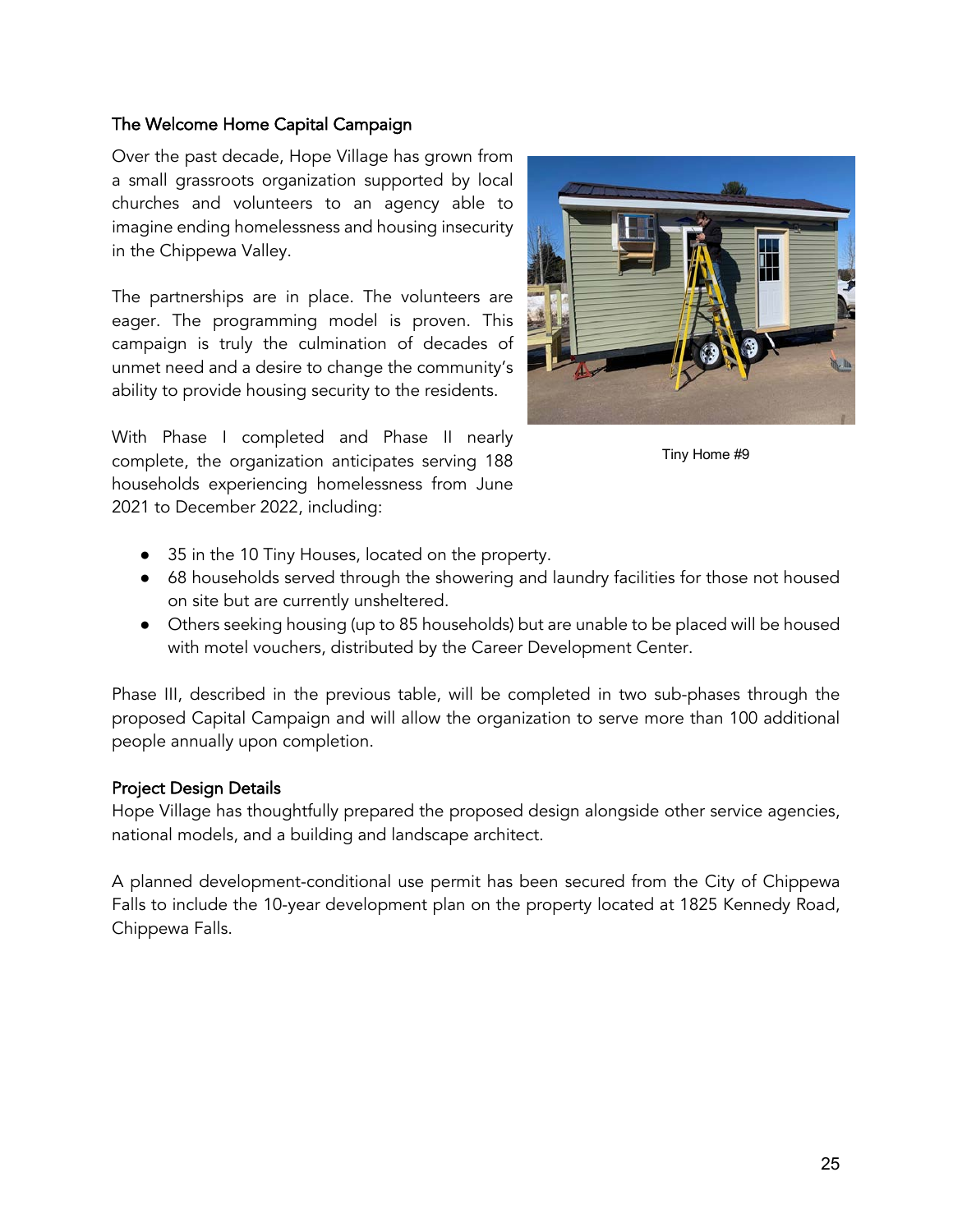### The Welcome Home Capital Campaign

Over the past decade, Hope Village has grown from a small grassroots organization supported by local churches and volunteers to an agency able to imagine ending homelessness and housing insecurity in the Chippewa Valley.

The partnerships are in place. The volunteers are eager. The programming model is proven. This campaign is truly the culmination of decades of unmet need and a desire to change the community's ability to provide housing security to the residents.

With Phase I completed and Phase II nearly complete, the organization anticipates serving 188 households experiencing homelessness from June 2021 to December 2022, including:

Tiny Home #9

- 35 in the 10 Tiny Houses, located on the property.
- 68 households served through the showering and laundry facilities for those not housed on site but are currently unsheltered.
- Others seeking housing (up to 85 households) but are unable to be placed will be housed with motel vouchers, distributed by the Career Development Center.

Phase III, described in the previous table, will be completed in two sub-phases through the proposed Capital Campaign and will allow the organization to serve more than 100 additional people annually upon completion.

### Project Design Details

Hope Village has thoughtfully prepared the proposed design alongside other service agencies, national models, and a building and landscape architect.

A planned development-conditional use permit has been secured from the City of Chippewa Falls to include the 10-year development plan on the property located at 1825 Kennedy Road, Chippewa Falls.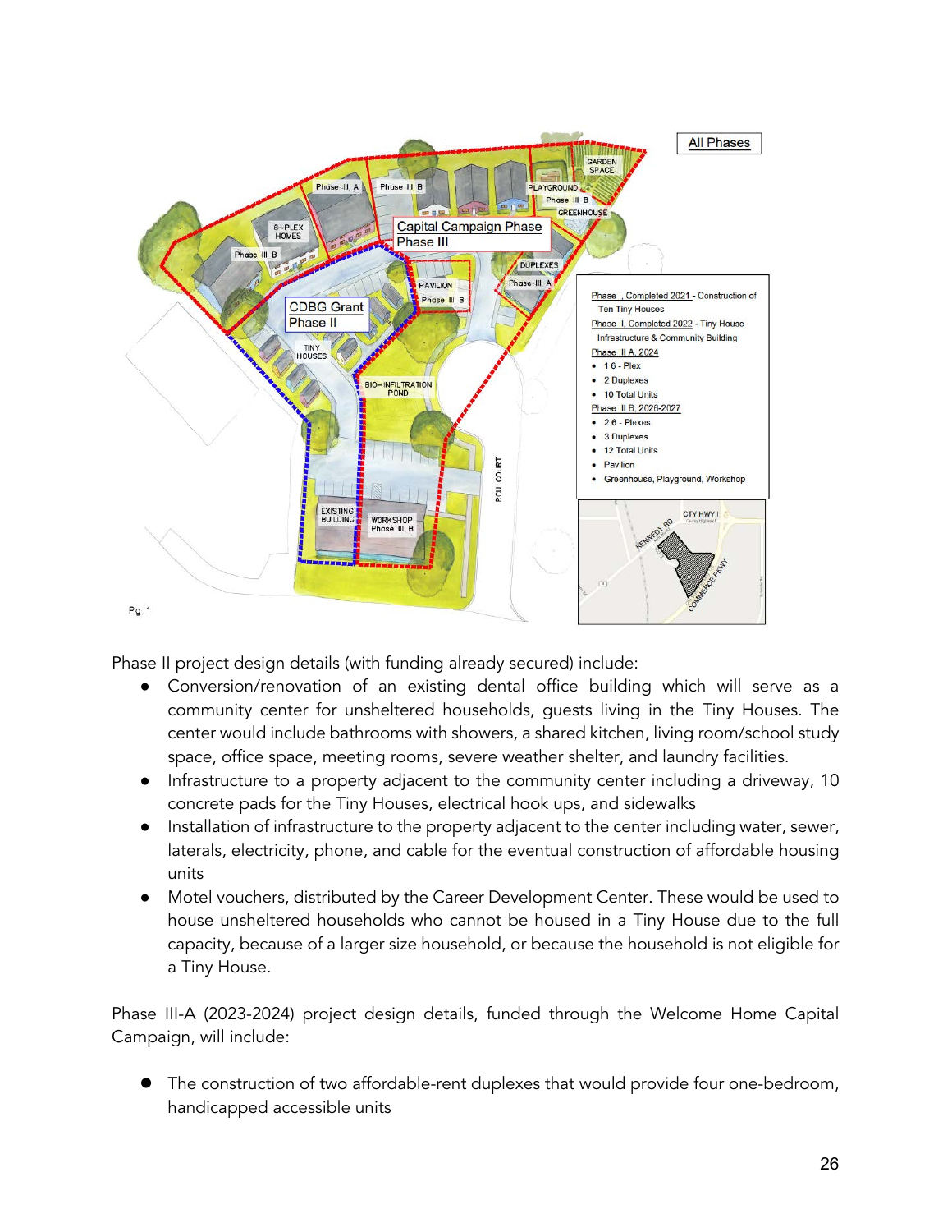Phase II project design details (with funding already secured) include:

- Conversion/renovation of an existing dental office building which will serve as a community center for unsheltered households, guests living in the Tiny Houses. The center would include bathrooms with showers, a shared kitchen, living room/school study space, office space, meeting rooms, severe weather shelter, and laundry facilities.
- Infrastructure to a property adjacent to the community center including a driveway, 10 concrete pads for the Tiny Houses, electrical hook ups, and sidewalks
- Installation of infrastructure to the property adjacent to the center including water, sewer, laterals, electricity, phone, and cable for the eventual construction of affordable housing units
- Motel vouchers, distributed by the Career Development Center. These would be used to house unsheltered households who cannot be housed in a Tiny House due to the full capacity, because of a larger size household, or because the household is not eligible for a Tiny House.

Phase III-A (2023-2024) project design details, funded through the Welcome Home Capital Campaign, will include:

- The construction of two affordable-rent duplexes that would provide four one-bedroom, handicapped accessible units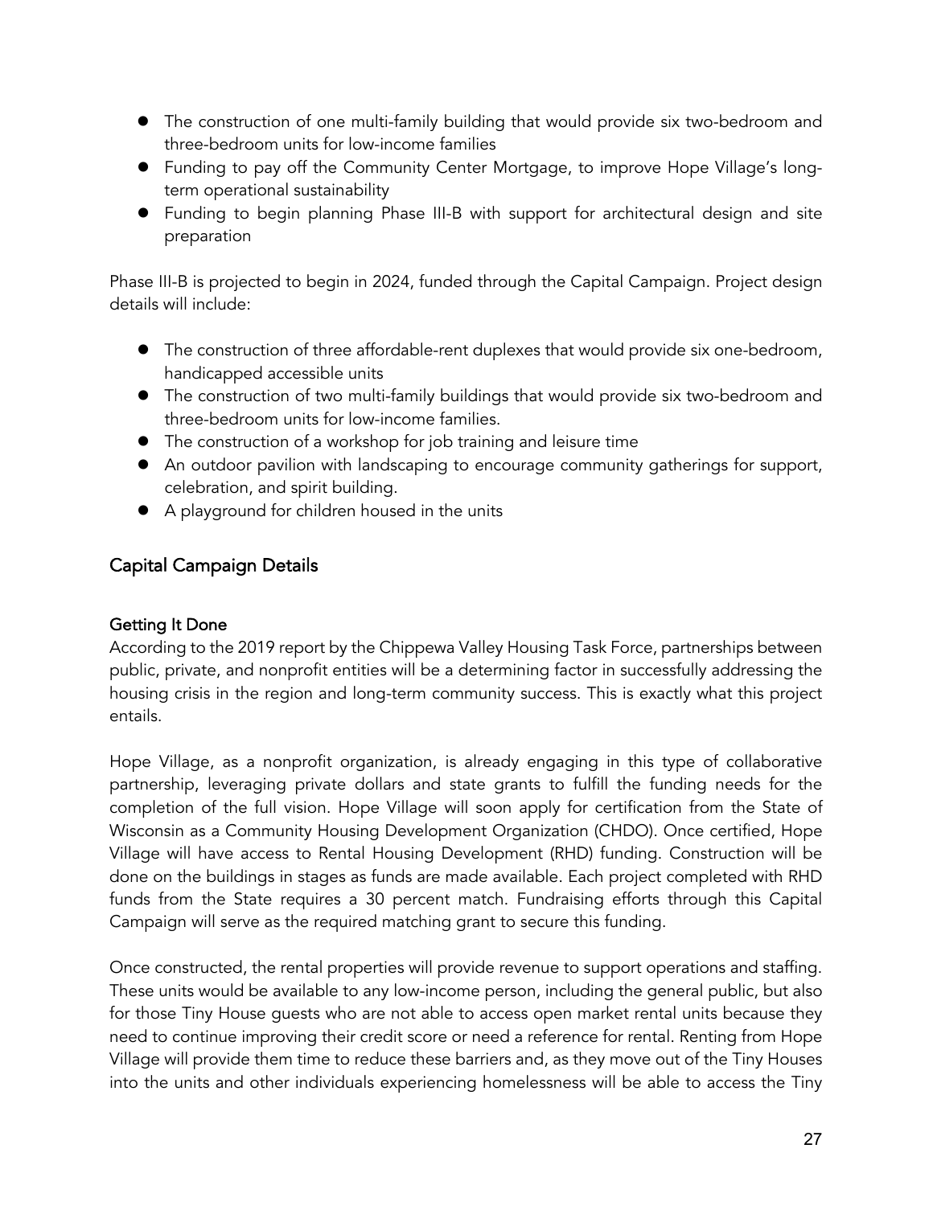- The construction of one multi-family building that would provide six two-bedroom and three-bedroom units for low-income families
- Funding to pay off the Community Center Mortgage, to improve Hope Village's long-term operational sustainability
- Funding to begin planning Phase III-B with support for architectural design and site preparation

Phase III-B is projected to begin in 2024, funded through the Capital Campaign. Project design details will include:

- The construction of three affordable-rent duplexes that would provide six one-bedroom, handicapped accessible units
- The construction of two multi-family buildings that would provide six two-bedroom and three-bedroom units for low-income families.
- The construction of a workshop for job training and leisure time
- An outdoor pavilion with landscaping to encourage community gatherings for support, celebration, and spirit building.
- A playground for children housed in the units

## Capital Campaign Details

### Getting It Done

According to the 2019 report by the Chippewa Valley Housing Task Force, partnerships between public, private, and nonprofit entities will be a determining factor in successfully addressing the housing crisis in the region and long-term community success. This is exactly what this project entails.

Hope Village, as a nonprofit organization, is already engaging in this type of collaborative partnership, leveraging private dollars and state grants to fulfill the funding needs for the completion of the full vision. Hope Village will soon apply for certification from the State of Wisconsin as a Community Housing Development Organization (CHDO). Once certified, Hope Village will have access to Rental Housing Development (RHD) funding. Construction will be done on the buildings in stages as funds are made available. Each project completed with RHD funds from the State requires a 30 percent match. Fundraising efforts through this Capital Campaign will serve as the required matching grant to secure this funding.

Once constructed, the rental properties will provide revenue to support operations and staffing. These units would be available to any low-income person, including the general public, but also for those Tiny House guests who are not able to access open market rental units because they need to continue improving their credit score or need a reference for rental. Renting from Hope Village will provide them time to reduce these barriers and, as they move out of the Tiny Houses into the units and other individuals experiencing homelessness will be able to access the Tiny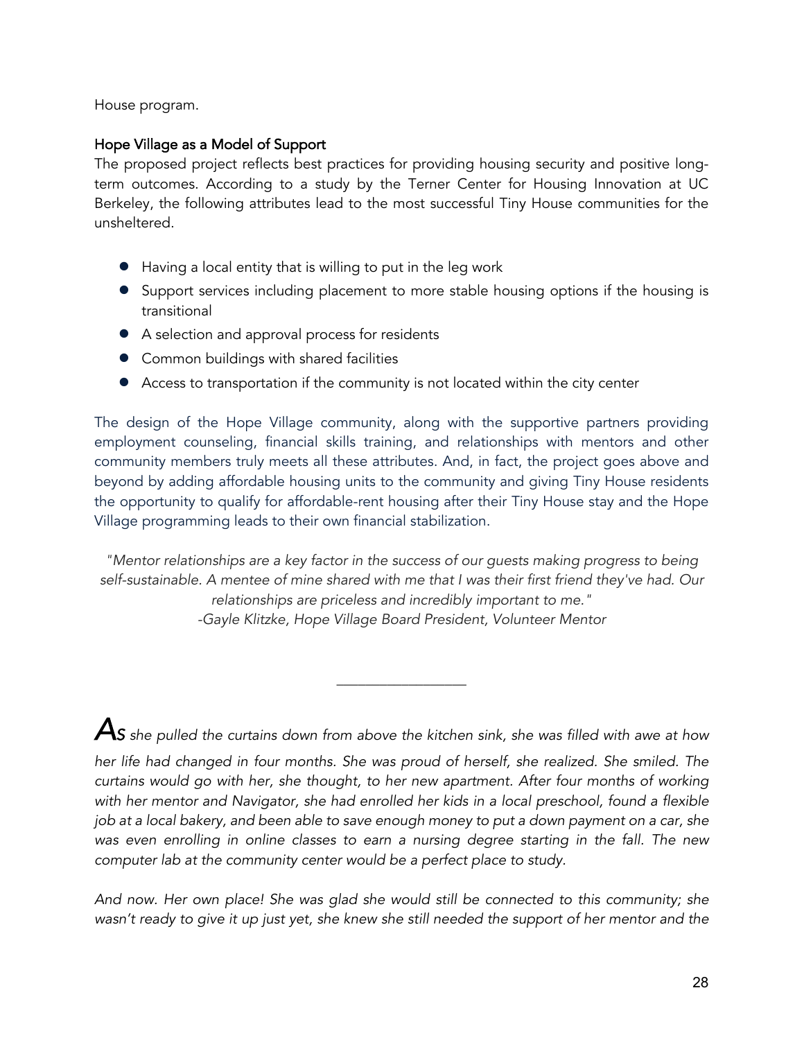House program.

### Hope Village as a Model of Support

The proposed project reflects best practices for providing housing security and positive long-term outcomes. According to a study by the Terner Center for Housing Innovation at UC Berkeley, the following attributes lead to the most successful Tiny House communities for the unsheltered.

- Having a local entity that is willing to put in the leg work
- Support services including placement to more stable housing options if the housing is transitional
- A selection and approval process for residents
- Common buildings with shared facilities
- Access to transportation if the community is not located within the city center

The design of the Hope Village community, along with the supportive partners providing employment counseling, financial skills training, and relationships with mentors and other community members truly meets all these attributes. And, in fact, the project goes above and beyond by adding affordable housing units to the community and giving Tiny House residents the opportunity to qualify for affordable-rent housing after their Tiny House stay and the Hope Village programming leads to their own financial stabilization.

*"Mentor relationships are a key factor in the success of our guests making progress to being self-sustainable. A mentee of mine shared with me that I was their first friend they've had. Our relationships are priceless and incredibly important to me."*
*-Gayle Klitzke, Hope Village Board President, Volunteer Mentor*

---

*As she pulled the curtains down from above the kitchen sink, she was filled with awe at how her life had changed in four months. She was proud of herself, she realized. She smiled. The curtains would go with her, she thought, to her new apartment. After four months of working with her mentor and Navigator, she had enrolled her kids in a local preschool, found a flexible job at a local bakery, and been able to save enough money to put a down payment on a car, she was even enrolling in online classes to earn a nursing degree starting in the fall. The new computer lab at the community center would be a perfect place to study.*

*And now. Her own place! She was glad she would still be connected to this community; she wasn't ready to give it up just yet, she knew she still needed the support of her mentor and the*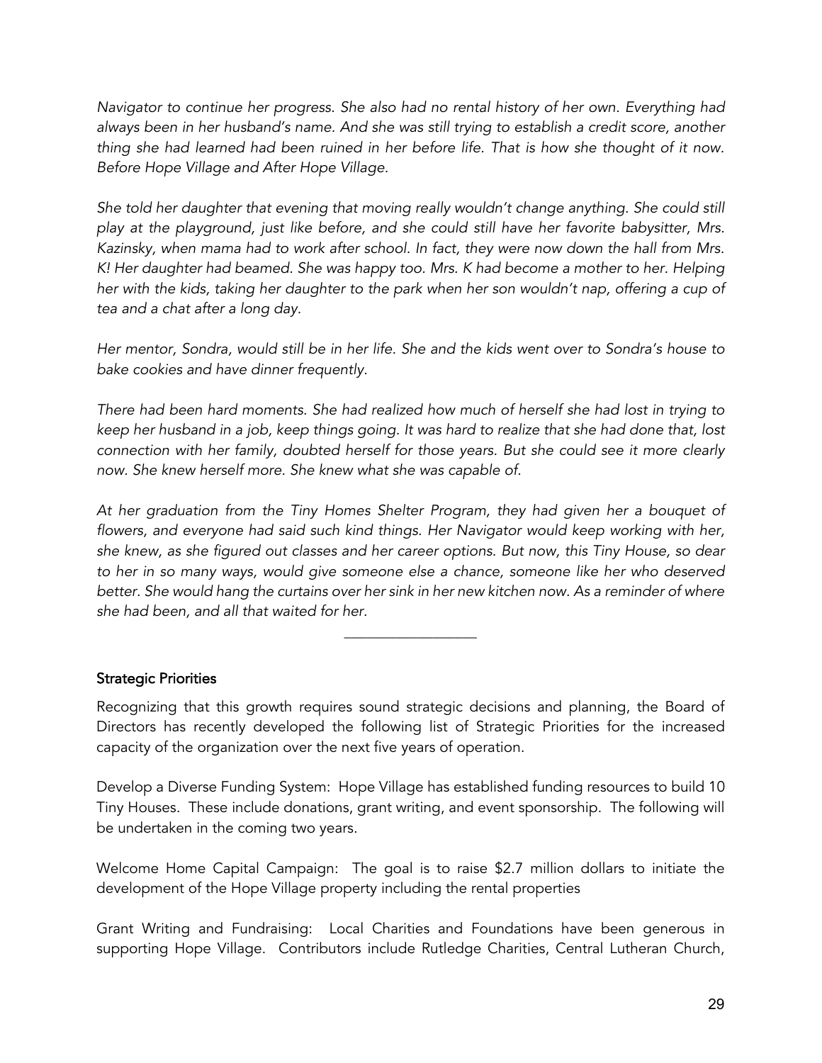*Navigator to continue her progress. She also had no rental history of her own. Everything had always been in her husband's name. And she was still trying to establish a credit score, another thing she had learned had been ruined in her before life. That is how she thought of it now. Before Hope Village and After Hope Village.*

*She told her daughter that evening that moving really wouldn't change anything. She could still play at the playground, just like before, and she could still have her favorite babysitter, Mrs. Kazinsky, when mama had to work after school. In fact, they were now down the hall from Mrs. K! Her daughter had beamed. She was happy too. Mrs. K had become a mother to her. Helping her with the kids, taking her daughter to the park when her son wouldn't nap, offering a cup of tea and a chat after a long day.*

*Her mentor, Sondra, would still be in her life. She and the kids went over to Sondra's house to bake cookies and have dinner frequently.*

*There had been hard moments. She had realized how much of herself she had lost in trying to keep her husband in a job, keep things going. It was hard to realize that she had done that, lost connection with her family, doubted herself for those years. But she could see it more clearly now. She knew herself more. She knew what she was capable of.*

*At her graduation from the Tiny Homes Shelter Program, they had given her a bouquet of flowers, and everyone had said such kind things. Her Navigator would keep working with her, she knew, as she figured out classes and her career options. But now, this Tiny House, so dear to her in so many ways, would give someone else a chance, someone like her who deserved better. She would hang the curtains over her sink in her new kitchen now. As a reminder of where she had been, and all that waited for her.*

---

## Strategic Priorities

Recognizing that this growth requires sound strategic decisions and planning, the Board of Directors has recently developed the following list of Strategic Priorities for the increased capacity of the organization over the next five years of operation.

Develop a Diverse Funding System: Hope Village has established funding resources to build 10 Tiny Houses. These include donations, grant writing, and event sponsorship. The following will be undertaken in the coming two years.

Welcome Home Capital Campaign: The goal is to raise $2.7 million dollars to initiate the development of the Hope Village property including the rental properties

Grant Writing and Fundraising: Local Charities and Foundations have been generous in supporting Hope Village. Contributors include Rutledge Charities, Central Lutheran Church,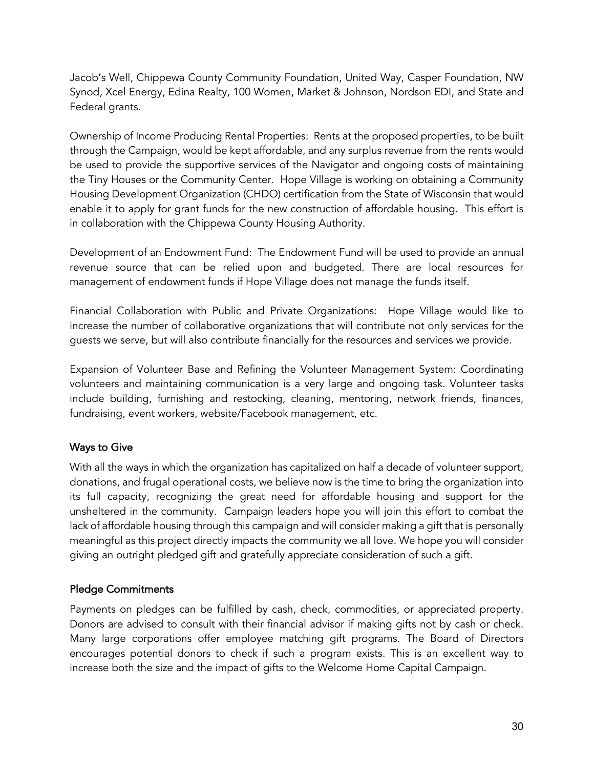Jacob's Well, Chippewa County Community Foundation, United Way, Casper Foundation, NW Synod, Xcel Energy, Edina Realty, 100 Women, Market & Johnson, Nordson EDI, and State and Federal grants.

Ownership of Income Producing Rental Properties: Rents at the proposed properties, to be built through the Campaign, would be kept affordable, and any surplus revenue from the rents would be used to provide the supportive services of the Navigator and ongoing costs of maintaining the Tiny Houses or the Community Center. Hope Village is working on obtaining a Community Housing Development Organization (CHDO) certification from the State of Wisconsin that would enable it to apply for grant funds for the new construction of affordable housing. This effort is in collaboration with the Chippewa County Housing Authority.

Development of an Endowment Fund: The Endowment Fund will be used to provide an annual revenue source that can be relied upon and budgeted. There are local resources for management of endowment funds if Hope Village does not manage the funds itself.

Financial Collaboration with Public and Private Organizations: Hope Village would like to increase the number of collaborative organizations that will contribute not only services for the guests we serve, but will also contribute financially for the resources and services we provide.

Expansion of Volunteer Base and Refining the Volunteer Management System: Coordinating volunteers and maintaining communication is a very large and ongoing task. Volunteer tasks include building, furnishing and restocking, cleaning, mentoring, network friends, finances, fundraising, event workers, website/Facebook management, etc.

## Ways to Give

With all the ways in which the organization has capitalized on half a decade of volunteer support, donations, and frugal operational costs, we believe now is the time to bring the organization into its full capacity, recognizing the great need for affordable housing and support for the unsheltered in the community. Campaign leaders hope you will join this effort to combat the lack of affordable housing through this campaign and will consider making a gift that is personally meaningful as this project directly impacts the community we all love. We hope you will consider giving an outright pledged gift and gratefully appreciate consideration of such a gift.

## Pledge Commitments

Payments on pledges can be fulfilled by cash, check, commodities, or appreciated property. Donors are advised to consult with their financial advisor if making gifts not by cash or check. Many large corporations offer employee matching gift programs. The Board of Directors encourages potential donors to check if such a program exists. This is an excellent way to increase both the size and the impact of gifts to the Welcome Home Capital Campaign.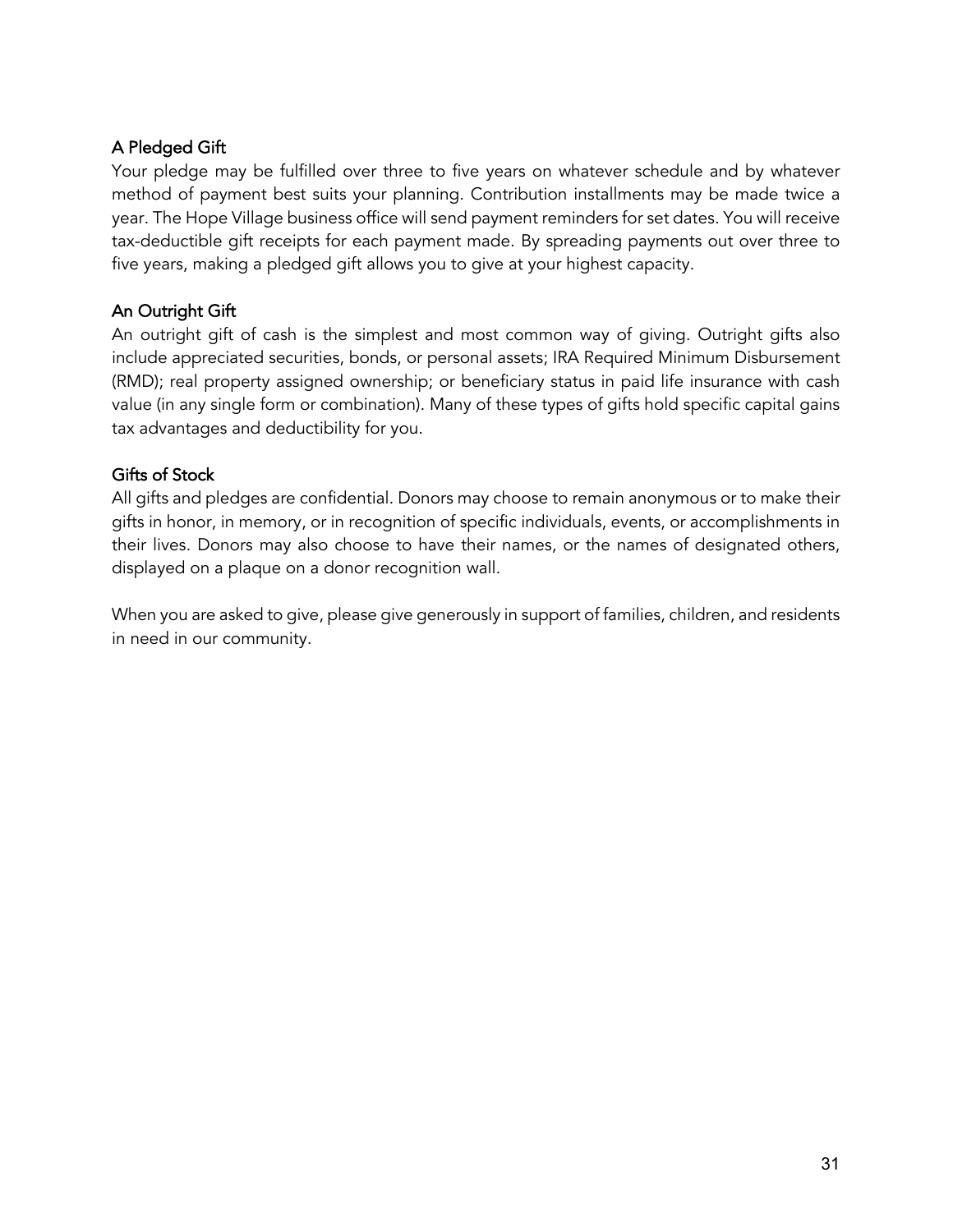### A Pledged Gift

Your pledge may be fulfilled over three to five years on whatever schedule and by whatever method of payment best suits your planning. Contribution installments may be made twice a year. The Hope Village business office will send payment reminders for set dates. You will receive tax-deductible gift receipts for each payment made. By spreading payments out over three to five years, making a pledged gift allows you to give at your highest capacity.

### An Outright Gift

An outright gift of cash is the simplest and most common way of giving. Outright gifts also include appreciated securities, bonds, or personal assets; IRA Required Minimum Disbursement (RMD); real property assigned ownership; or beneficiary status in paid life insurance with cash value (in any single form or combination). Many of these types of gifts hold specific capital gains tax advantages and deductibility for you.

### Gifts of Stock

All gifts and pledges are confidential. Donors may choose to remain anonymous or to make their gifts in honor, in memory, or in recognition of specific individuals, events, or accomplishments in their lives. Donors may also choose to have their names, or the names of designated others, displayed on a plaque on a donor recognition wall.

When you are asked to give, please give generously in support of families, children, and residents in need in our community.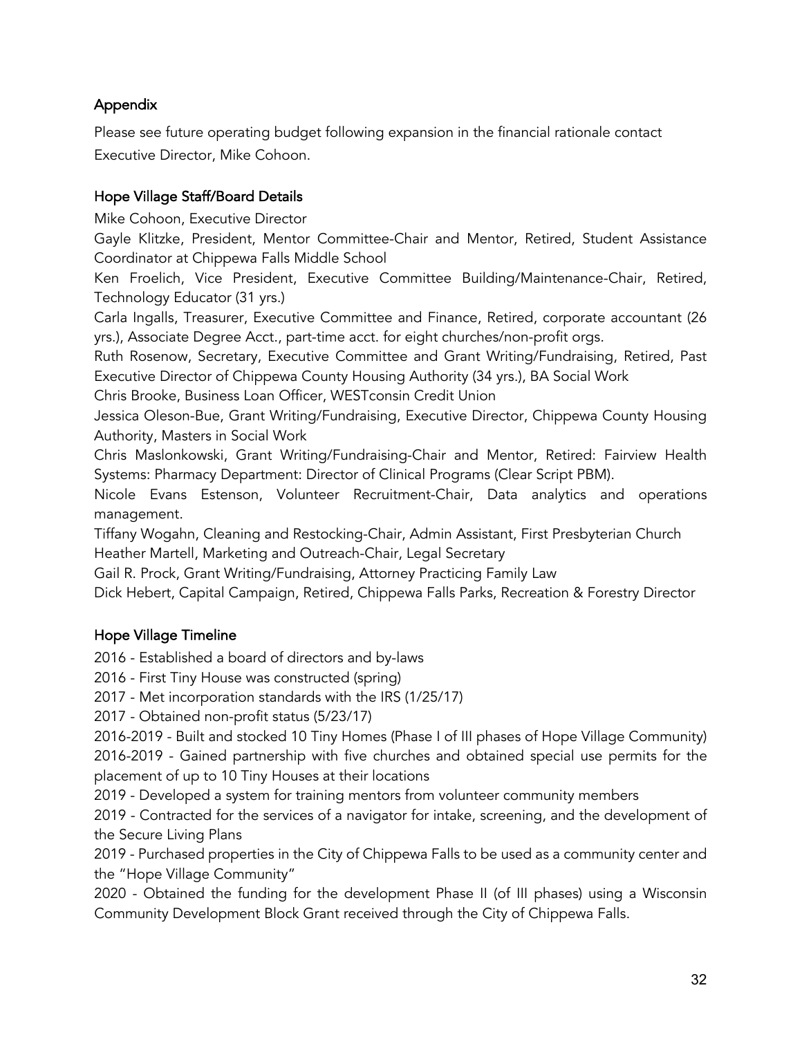## Appendix

Please see future operating budget following expansion in the financial rationale contact Executive Director, Mike Cohoon.

## Hope Village Staff/Board Details

Mike Cohoon, Executive Director

Gayle Klitzke, President, Mentor Committee-Chair and Mentor, Retired, Student Assistance Coordinator at Chippewa Falls Middle School

Ken Froelich, Vice President, Executive Committee Building/Maintenance-Chair, Retired, Technology Educator (31 yrs.)

Carla Ingalls, Treasurer, Executive Committee and Finance, Retired, corporate accountant (26 yrs.), Associate Degree Acct., part-time acct. for eight churches/non-profit orgs.

Ruth Rosenow, Secretary, Executive Committee and Grant Writing/Fundraising, Retired, Past Executive Director of Chippewa County Housing Authority (34 yrs.), BA Social Work

Chris Brooke, Business Loan Officer, WESTconsin Credit Union

Jessica Oleson-Bue, Grant Writing/Fundraising, Executive Director, Chippewa County Housing Authority, Masters in Social Work

Chris Maslonkowski, Grant Writing/Fundraising-Chair and Mentor, Retired: Fairview Health Systems: Pharmacy Department: Director of Clinical Programs (Clear Script PBM).

Nicole Evans Estenson, Volunteer Recruitment-Chair, Data analytics and operations management.

Tiffany Wogahn, Cleaning and Restocking-Chair, Admin Assistant, First Presbyterian Church

Heather Martell, Marketing and Outreach-Chair, Legal Secretary

Gail R. Prock, Grant Writing/Fundraising, Attorney Practicing Family Law

Dick Hebert, Capital Campaign, Retired, Chippewa Falls Parks, Recreation & Forestry Director

## Hope Village Timeline

2016 - Established a board of directors and by-laws

2016 - First Tiny House was constructed (spring)

2017 - Met incorporation standards with the IRS (1/25/17)

2017 - Obtained non-profit status (5/23/17)

2016-2019 - Built and stocked 10 Tiny Homes (Phase I of III phases of Hope Village Community)

2016-2019 - Gained partnership with five churches and obtained special use permits for the placement of up to 10 Tiny Houses at their locations

2019 - Developed a system for training mentors from volunteer community members

2019 - Contracted for the services of a navigator for intake, screening, and the development of the Secure Living Plans

2019 - Purchased properties in the City of Chippewa Falls to be used as a community center and the "Hope Village Community"

2020 - Obtained the funding for the development Phase II (of III phases) using a Wisconsin Community Development Block Grant received through the City of Chippewa Falls.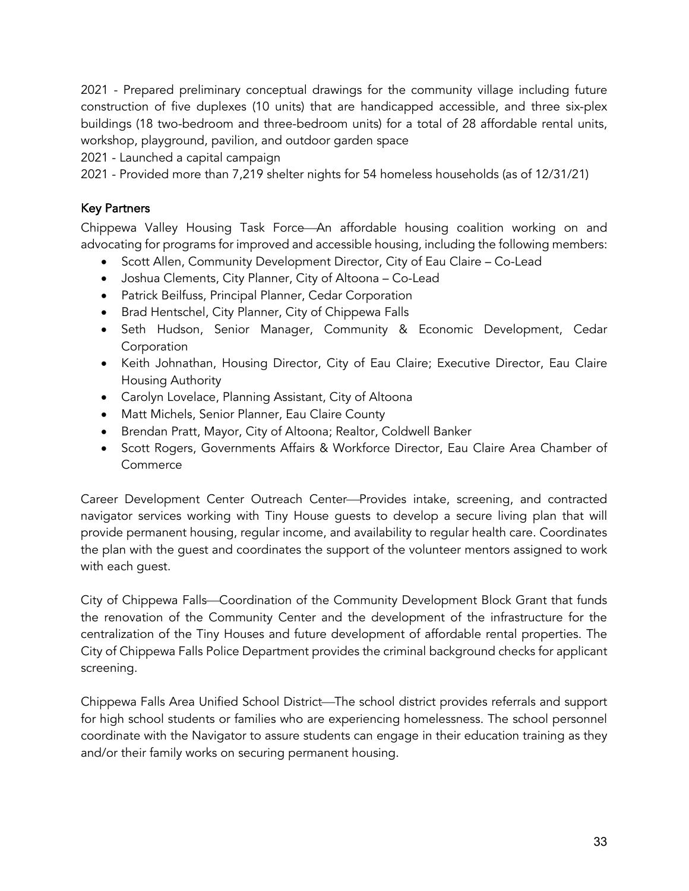2021 - Prepared preliminary conceptual drawings for the community village including future construction of five duplexes (10 units) that are handicapped accessible, and three six-plex buildings (18 two-bedroom and three-bedroom units) for a total of 28 affordable rental units, workshop, playground, pavilion, and outdoor garden space

2021 - Launched a capital campaign

2021 - Provided more than 7,219 shelter nights for 54 homeless households (as of 12/31/21)

## Key Partners

Chippewa Valley Housing Task Force—An affordable housing coalition working on and advocating for programs for improved and accessible housing, including the following members:

- Scott Allen, Community Development Director, City of Eau Claire – Co-Lead
- Joshua Clements, City Planner, City of Altoona – Co-Lead
- Patrick Beilfuss, Principal Planner, Cedar Corporation
- Brad Hentschel, City Planner, City of Chippewa Falls
- Seth Hudson, Senior Manager, Community & Economic Development, Cedar Corporation
- Keith Johnathan, Housing Director, City of Eau Claire; Executive Director, Eau Claire Housing Authority
- Carolyn Lovelace, Planning Assistant, City of Altoona
- Matt Michels, Senior Planner, Eau Claire County
- Brendan Pratt, Mayor, City of Altoona; Realtor, Coldwell Banker
- Scott Rogers, Governments Affairs & Workforce Director, Eau Claire Area Chamber of Commerce

Career Development Center Outreach Center—Provides intake, screening, and contracted navigator services working with Tiny House guests to develop a secure living plan that will provide permanent housing, regular income, and availability to regular health care. Coordinates the plan with the guest and coordinates the support of the volunteer mentors assigned to work with each guest.

City of Chippewa Falls—Coordination of the Community Development Block Grant that funds the renovation of the Community Center and the development of the infrastructure for the centralization of the Tiny Houses and future development of affordable rental properties. The City of Chippewa Falls Police Department provides the criminal background checks for applicant screening.

Chippewa Falls Area Unified School District—The school district provides referrals and support for high school students or families who are experiencing homelessness. The school personnel coordinate with the Navigator to assure students can engage in their education training as they and/or their family works on securing permanent housing.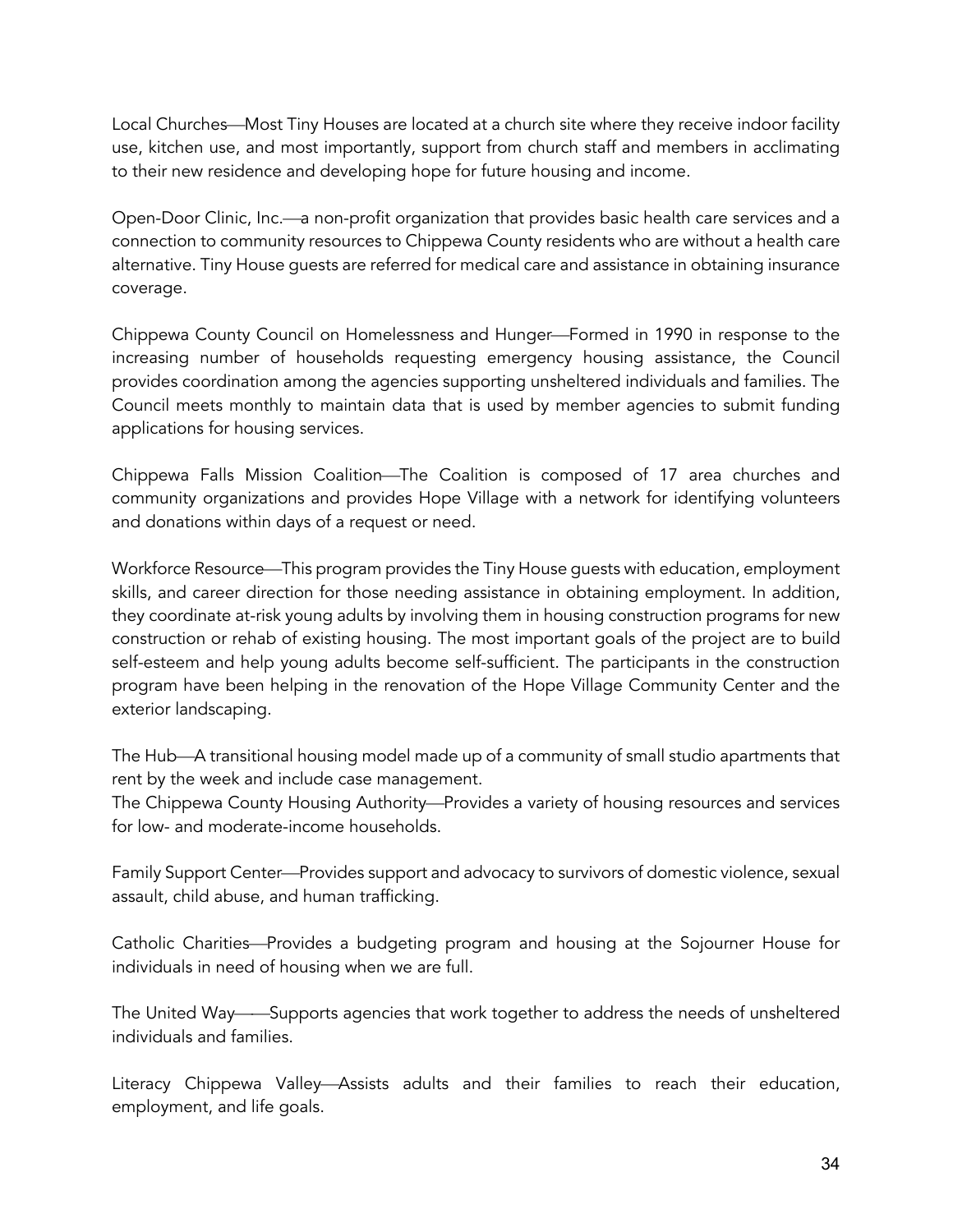Local Churches—Most Tiny Houses are located at a church site where they receive indoor facility use, kitchen use, and most importantly, support from church staff and members in acclimating to their new residence and developing hope for future housing and income.

Open-Door Clinic, Inc.—a non-profit organization that provides basic health care services and a connection to community resources to Chippewa County residents who are without a health care alternative. Tiny House guests are referred for medical care and assistance in obtaining insurance coverage.

Chippewa County Council on Homelessness and Hunger—Formed in 1990 in response to the increasing number of households requesting emergency housing assistance, the Council provides coordination among the agencies supporting unsheltered individuals and families. The Council meets monthly to maintain data that is used by member agencies to submit funding applications for housing services.

Chippewa Falls Mission Coalition—The Coalition is composed of 17 area churches and community organizations and provides Hope Village with a network for identifying volunteers and donations within days of a request or need.

Workforce Resource—This program provides the Tiny House guests with education, employment skills, and career direction for those needing assistance in obtaining employment. In addition, they coordinate at-risk young adults by involving them in housing construction programs for new construction or rehab of existing housing. The most important goals of the project are to build self-esteem and help young adults become self-sufficient. The participants in the construction program have been helping in the renovation of the Hope Village Community Center and the exterior landscaping.

The Hub—A transitional housing model made up of a community of small studio apartments that rent by the week and include case management.
The Chippewa County Housing Authority—Provides a variety of housing resources and services for low- and moderate-income households.

Family Support Center—Provides support and advocacy to survivors of domestic violence, sexual assault, child abuse, and human trafficking.

Catholic Charities—Provides a budgeting program and housing at the Sojourner House for individuals in need of housing when we are full.

The United Way——Supports agencies that work together to address the needs of unsheltered individuals and families.

Literacy Chippewa Valley—Assists adults and their families to reach their education, employment, and life goals.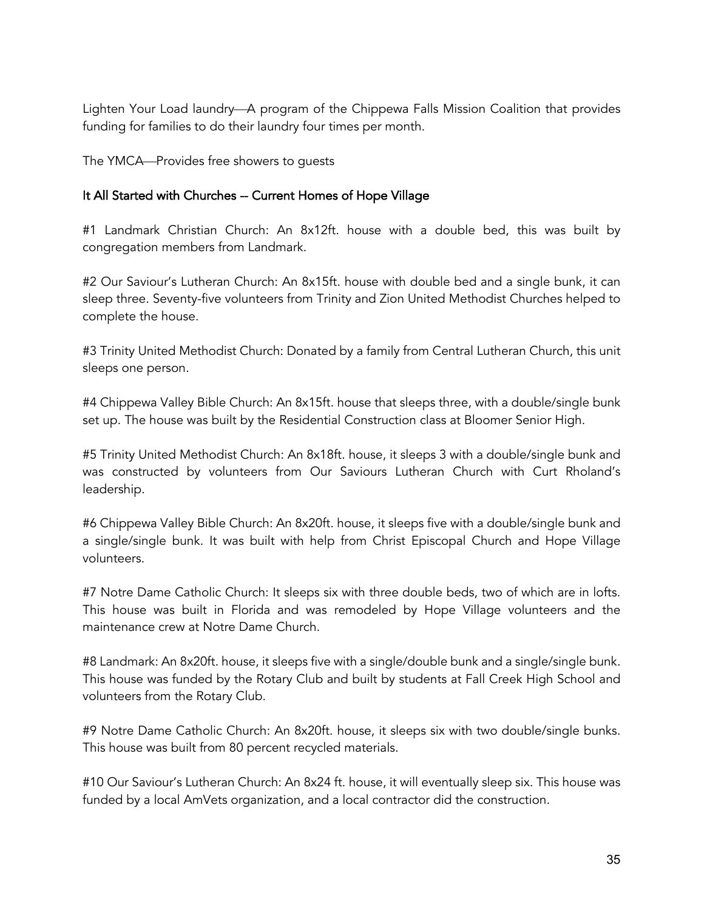Lighten Your Load laundry—A program of the Chippewa Falls Mission Coalition that provides funding for families to do their laundry four times per month.

The YMCA—Provides free showers to guests

## It All Started with Churches -- Current Homes of Hope Village

#1 Landmark Christian Church: An 8x12ft. house with a double bed, this was built by congregation members from Landmark.

#2 Our Saviour's Lutheran Church: An 8x15ft. house with double bed and a single bunk, it can sleep three. Seventy-five volunteers from Trinity and Zion United Methodist Churches helped to complete the house.

#3 Trinity United Methodist Church: Donated by a family from Central Lutheran Church, this unit sleeps one person.

#4 Chippewa Valley Bible Church: An 8x15ft. house that sleeps three, with a double/single bunk set up. The house was built by the Residential Construction class at Bloomer Senior High.

#5 Trinity United Methodist Church: An 8x18ft. house, it sleeps 3 with a double/single bunk and was constructed by volunteers from Our Saviours Lutheran Church with Curt Rholand's leadership.

#6 Chippewa Valley Bible Church: An 8x20ft. house, it sleeps five with a double/single bunk and a single/single bunk. It was built with help from Christ Episcopal Church and Hope Village volunteers.

#7 Notre Dame Catholic Church: It sleeps six with three double beds, two of which are in lofts. This house was built in Florida and was remodeled by Hope Village volunteers and the maintenance crew at Notre Dame Church.

#8 Landmark: An 8x20ft. house, it sleeps five with a single/double bunk and a single/single bunk. This house was funded by the Rotary Club and built by students at Fall Creek High School and volunteers from the Rotary Club.

#9 Notre Dame Catholic Church: An 8x20ft. house, it sleeps six with two double/single bunks. This house was built from 80 percent recycled materials.

#10 Our Saviour's Lutheran Church: An 8x24 ft. house, it will eventually sleep six. This house was funded by a local AmVets organization, and a local contractor did the construction.